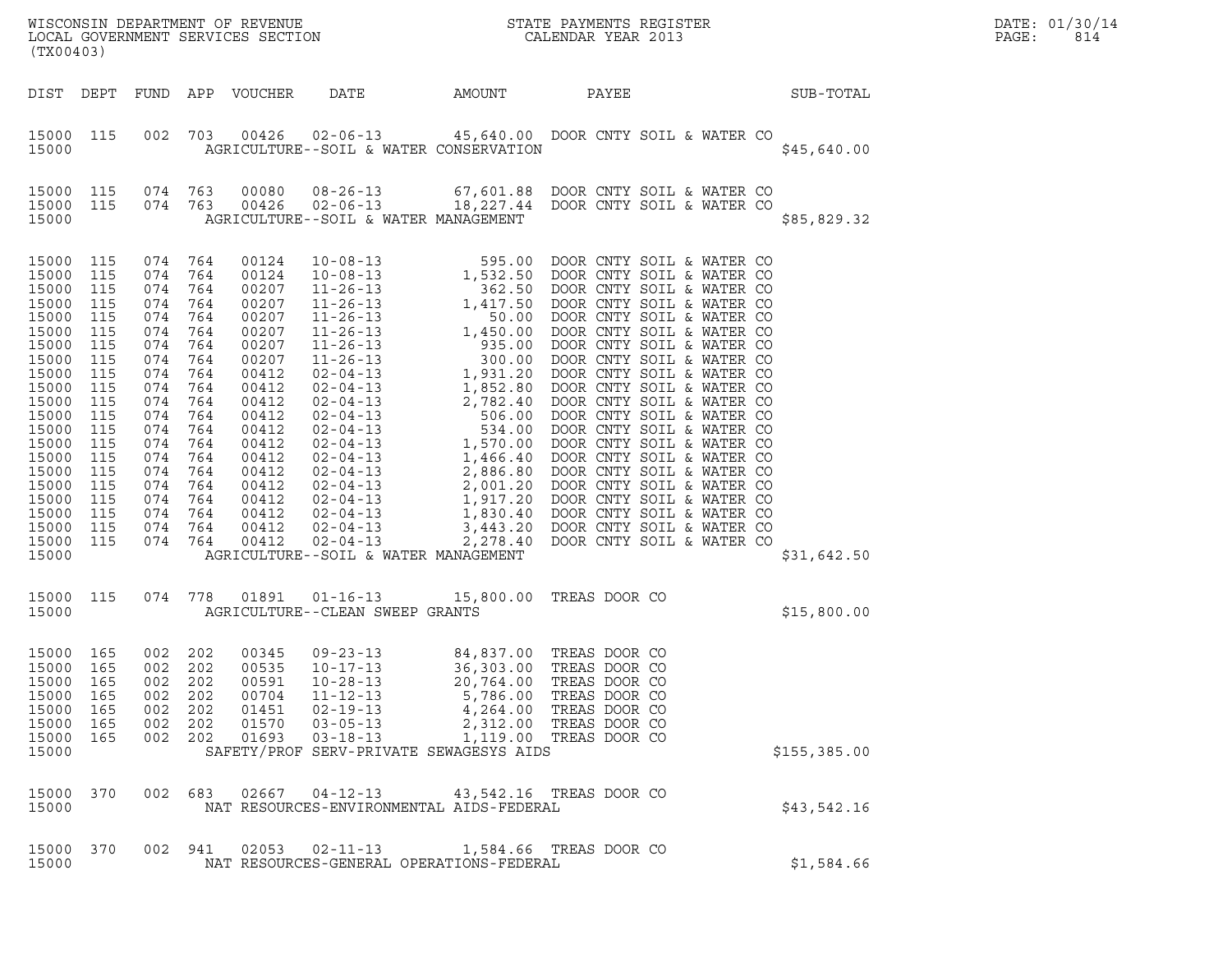WISCONSIN DEPARTMENT OF REVENUE
LOCAL GOVERNMENT SERVICES SECTION
(TX00403)

STATE PAYMENTS REGISTER
CALENDAR YEAR 2013

DATE: 01/30/14
PAGE: 814

| DIST | DEPT | FUND | APP | VOUCHER | DATE | AMOUNT | PAYEE | SUB-TOTAL |
|---|---|---|---|---|---|---|---|---|
| 15000 | 115 | 002 | 703 | 00426 | 02-06-13 | 45,640.00 | DOOR CNTY SOIL & WATER CO | |
| 15000 | | | | | AGRICULTURE--SOIL & WATER CONSERVATION | | | $45,640.00 |
| 15000 | 115 | 074 | 763 | 00080 | 08-26-13 | 67,601.88 | DOOR CNTY SOIL & WATER CO | |
| 15000 | 115 | 074 | 763 | 00426 | 02-06-13 | 18,227.44 | DOOR CNTY SOIL & WATER CO | |
| 15000 | | | | | AGRICULTURE--SOIL & WATER MANAGEMENT | | | $85,829.32 |
| 15000 | 115 | 074 | 764 | 00124 | 10-08-13 | 595.00 | DOOR CNTY SOIL & WATER CO | |
| 15000 | 115 | 074 | 764 | 00124 | 10-08-13 | 1,532.50 | DOOR CNTY SOIL & WATER CO | |
| 15000 | 115 | 074 | 764 | 00207 | 11-26-13 | 362.50 | DOOR CNTY SOIL & WATER CO | |
| 15000 | 115 | 074 | 764 | 00207 | 11-26-13 | 1,417.50 | DOOR CNTY SOIL & WATER CO | |
| 15000 | 115 | 074 | 764 | 00207 | 11-26-13 | 50.00 | DOOR CNTY SOIL & WATER CO | |
| 15000 | 115 | 074 | 764 | 00207 | 11-26-13 | 1,450.00 | DOOR CNTY SOIL & WATER CO | |
| 15000 | 115 | 074 | 764 | 00207 | 11-26-13 | 935.00 | DOOR CNTY SOIL & WATER CO | |
| 15000 | 115 | 074 | 764 | 00207 | 11-26-13 | 300.00 | DOOR CNTY SOIL & WATER CO | |
| 15000 | 115 | 074 | 764 | 00412 | 02-04-13 | 1,931.20 | DOOR CNTY SOIL & WATER CO | |
| 15000 | 115 | 074 | 764 | 00412 | 02-04-13 | 1,852.80 | DOOR CNTY SOIL & WATER CO | |
| 15000 | 115 | 074 | 764 | 00412 | 02-04-13 | 2,782.40 | DOOR CNTY SOIL & WATER CO | |
| 15000 | 115 | 074 | 764 | 00412 | 02-04-13 | 506.00 | DOOR CNTY SOIL & WATER CO | |
| 15000 | 115 | 074 | 764 | 00412 | 02-04-13 | 534.00 | DOOR CNTY SOIL & WATER CO | |
| 15000 | 115 | 074 | 764 | 00412 | 02-04-13 | 1,570.00 | DOOR CNTY SOIL & WATER CO | |
| 15000 | 115 | 074 | 764 | 00412 | 02-04-13 | 1,466.40 | DOOR CNTY SOIL & WATER CO | |
| 15000 | 115 | 074 | 764 | 00412 | 02-04-13 | 2,886.80 | DOOR CNTY SOIL & WATER CO | |
| 15000 | 115 | 074 | 764 | 00412 | 02-04-13 | 2,001.20 | DOOR CNTY SOIL & WATER CO | |
| 15000 | 115 | 074 | 764 | 00412 | 02-04-13 | 1,917.20 | DOOR CNTY SOIL & WATER CO | |
| 15000 | 115 | 074 | 764 | 00412 | 02-04-13 | 1,830.40 | DOOR CNTY SOIL & WATER CO | |
| 15000 | 115 | 074 | 764 | 00412 | 02-04-13 | 3,443.20 | DOOR CNTY SOIL & WATER CO | |
| 15000 | 115 | 074 | 764 | 00412 | 02-04-13 | 2,278.40 | DOOR CNTY SOIL & WATER CO | |
| 15000 | | | | | AGRICULTURE--SOIL & WATER MANAGEMENT | | | $31,642.50 |
| 15000 | 115 | 074 | 778 | 01891 | 01-16-13 | 15,800.00 | TREAS DOOR CO | |
| 15000 | | | | | AGRICULTURE--CLEAN SWEEP GRANTS | | | $15,800.00 |
| 15000 | 165 | 002 | 202 | 00345 | 09-23-13 | 84,837.00 | TREAS DOOR CO | |
| 15000 | 165 | 002 | 202 | 00535 | 10-17-13 | 36,303.00 | TREAS DOOR CO | |
| 15000 | 165 | 002 | 202 | 00591 | 10-28-13 | 20,764.00 | TREAS DOOR CO | |
| 15000 | 165 | 002 | 202 | 00704 | 11-12-13 | 5,786.00 | TREAS DOOR CO | |
| 15000 | 165 | 002 | 202 | 01451 | 02-19-13 | 4,264.00 | TREAS DOOR CO | |
| 15000 | 165 | 002 | 202 | 01570 | 03-05-13 | 2,312.00 | TREAS DOOR CO | |
| 15000 | 165 | 002 | 202 | 01693 | 03-18-13 | 1,119.00 | TREAS DOOR CO | |
| 15000 | | | | | SAFETY/PROF SERV-PRIVATE SEWAGESYS AIDS | | | $155,385.00 |
| 15000 | 370 | 002 | 683 | 02667 | 04-12-13 | 43,542.16 | TREAS DOOR CO | |
| 15000 | | | | | NAT RESOURCES-ENVIRONMENTAL AIDS-FEDERAL | | | $43,542.16 |
| 15000 | 370 | 002 | 941 | 02053 | 02-11-13 | 1,584.66 | TREAS DOOR CO | |
| 15000 | | | | | NAT RESOURCES-GENERAL OPERATIONS-FEDERAL | | | $1,584.66 |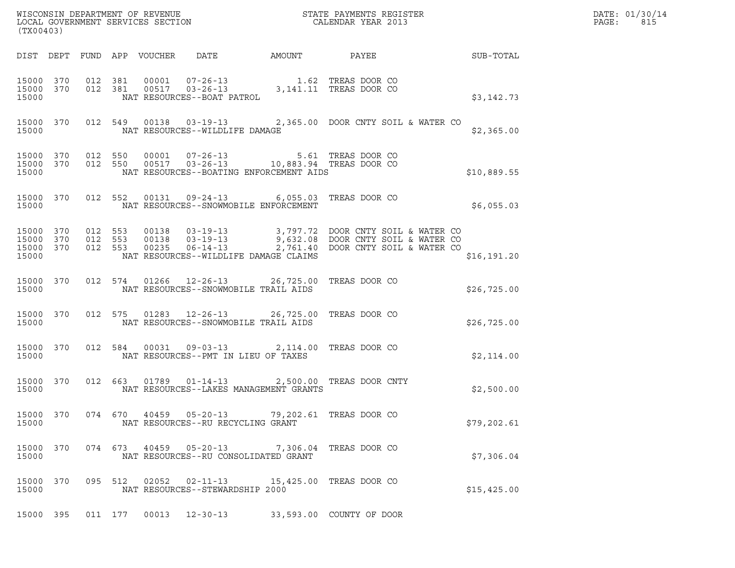| DIST | DEPT | FUND | APP | VOUCHER | DATE | AMOUNT | PAYEE | SUB-TOTAL |
|---|---|---|---|---|---|---|---|---|
| 15000 | 370 | 012 | 381 | 00001 | 07-26-13 | 1.62 | TREAS DOOR CO | |
| 15000 | 370 | 012 | 381 | 00517 | 03-26-13 | 3,141.11 | TREAS DOOR CO | |
| 15000 | | | | NAT RESOURCES--BOAT PATROL | | | | $3,142.73 |
| 15000 | 370 | 012 | 549 | 00138 | 03-19-13 | 2,365.00 | DOOR CNTY SOIL & WATER CO | |
| 15000 | | | | NAT RESOURCES--WILDLIFE DAMAGE | | | | $2,365.00 |
| 15000 | 370 | 012 | 550 | 00001 | 07-26-13 | 5.61 | TREAS DOOR CO | |
| 15000 | 370 | 012 | 550 | 00517 | 03-26-13 | 10,883.94 | TREAS DOOR CO | |
| 15000 | | | | NAT RESOURCES--BOATING ENFORCEMENT AIDS | | | | $10,889.55 |
| 15000 | 370 | 012 | 552 | 00131 | 09-24-13 | 6,055.03 | TREAS DOOR CO | |
| 15000 | | | | NAT RESOURCES--SNOWMOBILE ENFORCEMENT | | | | $6,055.03 |
| 15000 | 370 | 012 | 553 | 00138 | 03-19-13 | 3,797.72 | DOOR CNTY SOIL & WATER CO | |
| 15000 | 370 | 012 | 553 | 00138 | 03-19-13 | 9,632.08 | DOOR CNTY SOIL & WATER CO | |
| 15000 | 370 | 012 | 553 | 00235 | 06-14-13 | 2,761.40 | DOOR CNTY SOIL & WATER CO | |
| 15000 | | | | NAT RESOURCES--WILDLIFE DAMAGE CLAIMS | | | | $16,191.20 |
| 15000 | 370 | 012 | 574 | 01266 | 12-26-13 | 26,725.00 | TREAS DOOR CO | |
| 15000 | | | | NAT RESOURCES--SNOWMOBILE TRAIL AIDS | | | | $26,725.00 |
| 15000 | 370 | 012 | 575 | 01283 | 12-26-13 | 26,725.00 | TREAS DOOR CO | |
| 15000 | | | | NAT RESOURCES--SNOWMOBILE TRAIL AIDS | | | | $26,725.00 |
| 15000 | 370 | 012 | 584 | 00031 | 09-03-13 | 2,114.00 | TREAS DOOR CO | |
| 15000 | | | | NAT RESOURCES--PMT IN LIEU OF TAXES | | | | $2,114.00 |
| 15000 | 370 | 012 | 663 | 01789 | 01-14-13 | 2,500.00 | TREAS DOOR CNTY | |
| 15000 | | | | NAT RESOURCES--LAKES MANAGEMENT GRANTS | | | | $2,500.00 |
| 15000 | 370 | 074 | 670 | 40459 | 05-20-13 | 79,202.61 | TREAS DOOR CO | |
| 15000 | | | | NAT RESOURCES--RU RECYCLING GRANT | | | | $79,202.61 |
| 15000 | 370 | 074 | 673 | 40459 | 05-20-13 | 7,306.04 | TREAS DOOR CO | |
| 15000 | | | | NAT RESOURCES--RU CONSOLIDATED GRANT | | | | $7,306.04 |
| 15000 | 370 | 095 | 512 | 02052 | 02-11-13 | 15,425.00 | TREAS DOOR CO | |
| 15000 | | | | NAT RESOURCES--STEWARDSHIP 2000 | | | | $15,425.00 |
| 15000 | 395 | 011 | 177 | 00013 | 12-30-13 | 33,593.00 | COUNTY OF DOOR | |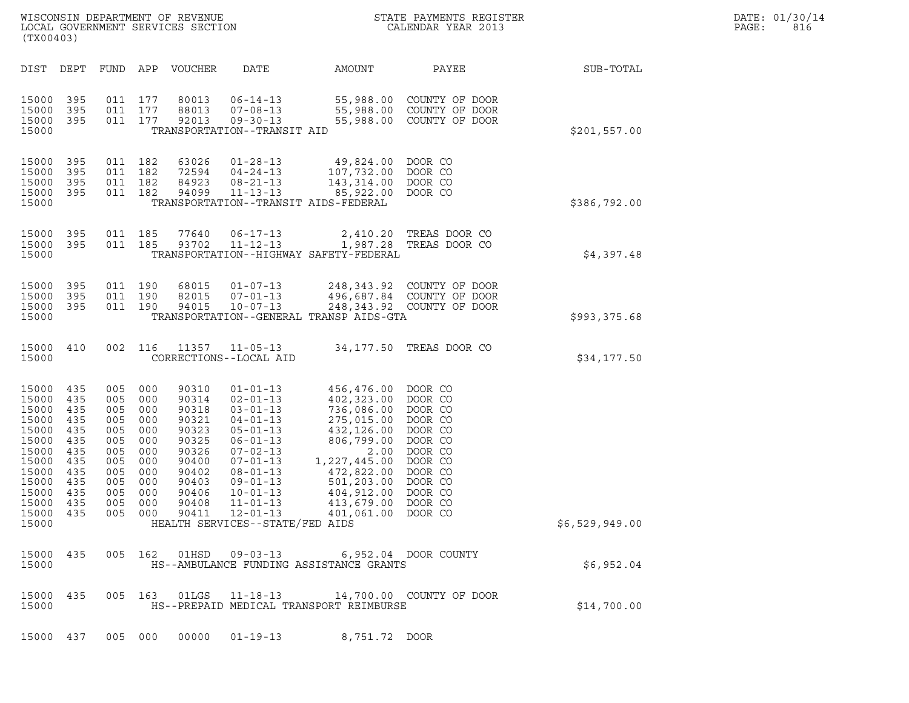WISCONSIN DEPARTMENT OF REVENUE
LOCAL GOVERNMENT SERVICES SECTION
(TX00403)

STATE PAYMENTS REGISTER
CALENDAR YEAR 2013

| DIST | DEPT | FUND | APP | VOUCHER | DATE | AMOUNT | PAYEE | SUB-TOTAL |
|---|---|---|---|---|---|---|---|---|
| 15000 | 395 | 011 | 177 | 80013 | 06-14-13 | 55,988.00 | COUNTY OF DOOR | |
| 15000 | 395 | 011 | 177 | 88013 | 07-08-13 | 55,988.00 | COUNTY OF DOOR | |
| 15000 | 395 | 011 | 177 | 92013 | 09-30-13 | 55,988.00 | COUNTY OF DOOR | |
| 15000 | | | | TRANSPORTATION--TRANSIT AID | | | | $201,557.00 |
| 15000 | 395 | 011 | 182 | 63026 | 01-28-13 | 49,824.00 | DOOR CO | |
| 15000 | 395 | 011 | 182 | 72594 | 04-24-13 | 107,732.00 | DOOR CO | |
| 15000 | 395 | 011 | 182 | 84923 | 08-21-13 | 143,314.00 | DOOR CO | |
| 15000 | 395 | 011 | 182 | 94099 | 11-13-13 | 85,922.00 | DOOR CO | |
| 15000 | | | | TRANSPORTATION--TRANSIT AIDS-FEDERAL | | | | $386,792.00 |
| 15000 | 395 | 011 | 185 | 77640 | 06-17-13 | 2,410.20 | TREAS DOOR CO | |
| 15000 | 395 | 011 | 185 | 93702 | 11-12-13 | 1,987.28 | TREAS DOOR CO | |
| 15000 | | | | TRANSPORTATION--HIGHWAY SAFETY-FEDERAL | | | | $4,397.48 |
| 15000 | 395 | 011 | 190 | 68015 | 01-07-13 | 248,343.92 | COUNTY OF DOOR | |
| 15000 | 395 | 011 | 190 | 82015 | 07-01-13 | 496,687.84 | COUNTY OF DOOR | |
| 15000 | 395 | 011 | 190 | 94015 | 10-07-13 | 248,343.92 | COUNTY OF DOOR | |
| 15000 | | | | TRANSPORTATION--GENERAL TRANSP AIDS-GTA | | | | $993,375.68 |
| 15000 | 410 | 002 | 116 | 11357 | 11-05-13 | 34,177.50 | TREAS DOOR CO | |
| 15000 | | | | CORRECTIONS--LOCAL AID | | | | $34,177.50 |
| 15000 | 435 | 005 | 000 | 90310 | 01-01-13 | 456,476.00 | DOOR CO | |
| 15000 | 435 | 005 | 000 | 90314 | 02-01-13 | 402,323.00 | DOOR CO | |
| 15000 | 435 | 005 | 000 | 90318 | 03-01-13 | 736,086.00 | DOOR CO | |
| 15000 | 435 | 005 | 000 | 90321 | 04-01-13 | 275,015.00 | DOOR CO | |
| 15000 | 435 | 005 | 000 | 90323 | 05-01-13 | 432,126.00 | DOOR CO | |
| 15000 | 435 | 005 | 000 | 90325 | 06-01-13 | 806,799.00 | DOOR CO | |
| 15000 | 435 | 005 | 000 | 90326 | 07-02-13 | 2.00 | DOOR CO | |
| 15000 | 435 | 005 | 000 | 90400 | 07-01-13 | 1,227,445.00 | DOOR CO | |
| 15000 | 435 | 005 | 000 | 90402 | 08-01-13 | 472,822.00 | DOOR CO | |
| 15000 | 435 | 005 | 000 | 90403 | 09-01-13 | 501,203.00 | DOOR CO | |
| 15000 | 435 | 005 | 000 | 90406 | 10-01-13 | 404,912.00 | DOOR CO | |
| 15000 | 435 | 005 | 000 | 90408 | 11-01-13 | 413,679.00 | DOOR CO | |
| 15000 | 435 | 005 | 000 | 90411 | 12-01-13 | 401,061.00 | DOOR CO | |
| 15000 | | | | HEALTH SERVICES--STATE/FED AIDS | | | | $6,529,949.00 |
| 15000 | 435 | 005 | 162 | 01HSD | 09-03-13 | 6,952.04 | DOOR COUNTY | |
| 15000 | | | | HS--AMBULANCE FUNDING ASSISTANCE GRANTS | | | | $6,952.04 |
| 15000 | 435 | 005 | 163 | 01LGS | 11-18-13 | 14,700.00 | COUNTY OF DOOR | |
| 15000 | | | | HS--PREPAID MEDICAL TRANSPORT REIMBURSE | | | | $14,700.00 |
| 15000 | 437 | 005 | 000 | 00000 | 01-19-13 | 8,751.72 | DOOR | |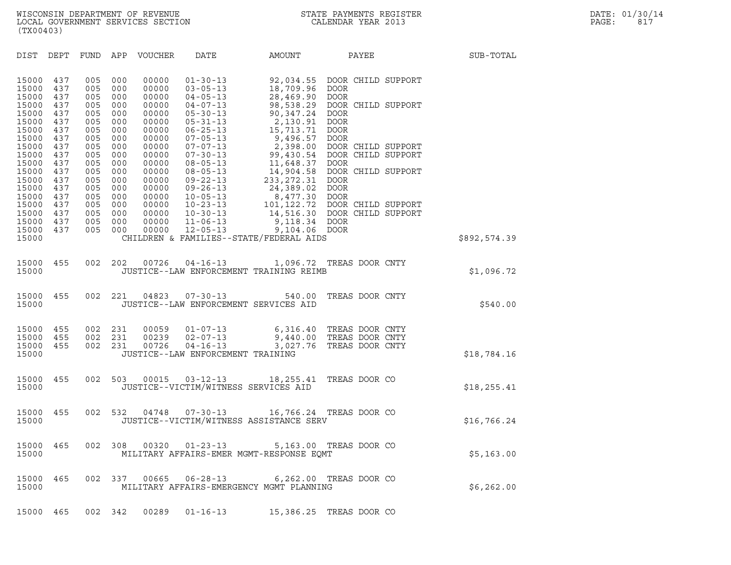WISCONSIN DEPARTMENT OF REVENUE
LOCAL GOVERNMENT SERVICES SECTION
(TX00403)

STATE PAYMENTS REGISTER
CALENDAR YEAR 2013

DATE: 01/30/14
PAGE: 817

| DIST | DEPT | FUND | APP | VOUCHER | DATE | AMOUNT | PAYEE | SUB-TOTAL |
|---|---|---|---|---|---|---|---|---|
| 15000 | 437 | 005 | 000 | 00000 | 01-30-13 | 92,034.55 | DOOR CHILD SUPPORT | |
| 15000 | 437 | 005 | 000 | 00000 | 03-05-13 | 18,709.96 | DOOR | |
| 15000 | 437 | 005 | 000 | 00000 | 04-05-13 | 28,469.90 | DOOR | |
| 15000 | 437 | 005 | 000 | 00000 | 04-07-13 | 98,538.29 | DOOR CHILD SUPPORT | |
| 15000 | 437 | 005 | 000 | 00000 | 05-30-13 | 90,347.24 | DOOR | |
| 15000 | 437 | 005 | 000 | 00000 | 05-31-13 | 2,130.91 | DOOR | |
| 15000 | 437 | 005 | 000 | 00000 | 06-25-13 | 15,713.71 | DOOR | |
| 15000 | 437 | 005 | 000 | 00000 | 07-05-13 | 9,496.57 | DOOR | |
| 15000 | 437 | 005 | 000 | 00000 | 07-07-13 | 2,398.00 | DOOR CHILD SUPPORT | |
| 15000 | 437 | 005 | 000 | 00000 | 07-30-13 | 99,430.54 | DOOR CHILD SUPPORT | |
| 15000 | 437 | 005 | 000 | 00000 | 08-05-13 | 11,648.37 | DOOR | |
| 15000 | 437 | 005 | 000 | 00000 | 08-05-13 | 14,904.58 | DOOR CHILD SUPPORT | |
| 15000 | 437 | 005 | 000 | 00000 | 09-22-13 | 233,272.31 | DOOR | |
| 15000 | 437 | 005 | 000 | 00000 | 09-26-13 | 24,389.02 | DOOR | |
| 15000 | 437 | 005 | 000 | 00000 | 10-05-13 | 8,477.30 | DOOR | |
| 15000 | 437 | 005 | 000 | 00000 | 10-23-13 | 101,122.72 | DOOR CHILD SUPPORT | |
| 15000 | 437 | 005 | 000 | 00000 | 10-30-13 | 14,516.30 | DOOR CHILD SUPPORT | |
| 15000 | 437 | 005 | 000 | 00000 | 11-06-13 | 9,118.34 | DOOR | |
| 15000 | 437 | 005 | 000 | 00000 | 12-05-13 | 9,104.06 | DOOR | |
| 15000 | | | | | CHILDREN & FAMILIES--STATE/FEDERAL AIDS | | | $892,574.39 |
| 15000 | 455 | 002 | 202 | 00726 | 04-16-13 | 1,096.72 | TREAS DOOR CNTY | |
| 15000 | | | | | JUSTICE--LAW ENFORCEMENT TRAINING REIMB | | | $1,096.72 |
| 15000 | 455 | 002 | 221 | 04823 | 07-30-13 | 540.00 | TREAS DOOR CNTY | |
| 15000 | | | | | JUSTICE--LAW ENFORCEMENT SERVICES AID | | | $540.00 |
| 15000 | 455 | 002 | 231 | 00059 | 01-07-13 | 6,316.40 | TREAS DOOR CNTY | |
| 15000 | 455 | 002 | 231 | 00239 | 02-07-13 | 9,440.00 | TREAS DOOR CNTY | |
| 15000 | 455 | 002 | 231 | 00726 | 04-16-13 | 3,027.76 | TREAS DOOR CNTY | |
| 15000 | | | | | JUSTICE--LAW ENFORCEMENT TRAINING | | | $18,784.16 |
| 15000 | 455 | 002 | 503 | 00015 | 03-12-13 | 18,255.41 | TREAS DOOR CO | |
| 15000 | | | | | JUSTICE--VICTIM/WITNESS SERVICES AID | | | $18,255.41 |
| 15000 | 455 | 002 | 532 | 04748 | 07-30-13 | 16,766.24 | TREAS DOOR CO | |
| 15000 | | | | | JUSTICE--VICTIM/WITNESS ASSISTANCE SERV | | | $16,766.24 |
| 15000 | 465 | 002 | 308 | 00320 | 01-23-13 | 5,163.00 | TREAS DOOR CO | |
| 15000 | | | | | MILITARY AFFAIRS-EMER MGMT-RESPONSE EQMT | | | $5,163.00 |
| 15000 | 465 | 002 | 337 | 00665 | 06-28-13 | 6,262.00 | TREAS DOOR CO | |
| 15000 | | | | | MILITARY AFFAIRS-EMERGENCY MGMT PLANNING | | | $6,262.00 |
| 15000 | 465 | 002 | 342 | 00289 | 01-16-13 | 15,386.25 | TREAS DOOR CO | |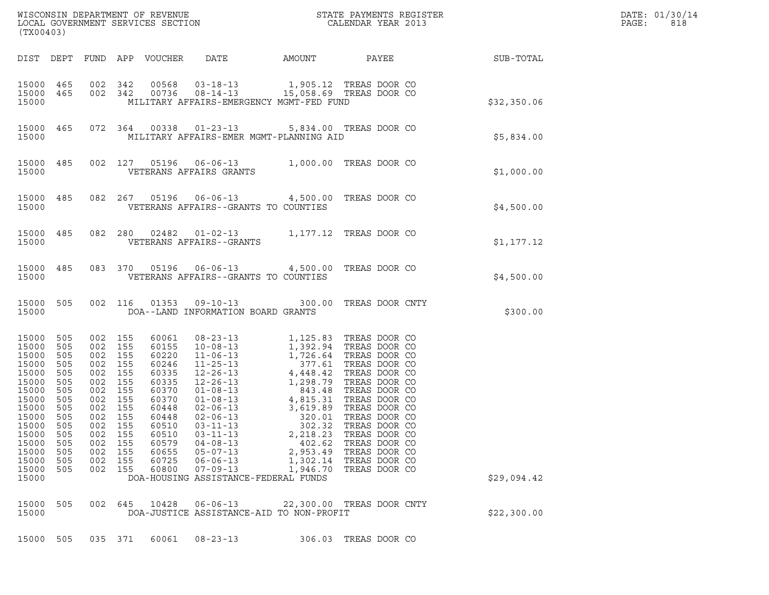WISCONSIN DEPARTMENT OF REVENUE
LOCAL GOVERNMENT SERVICES SECTION
(TX00403)

STATE PAYMENTS REGISTER
CALENDAR YEAR 2013

DATE: 01/30/14
PAGE: 818

| DIST | DEPT | FUND | APP | VOUCHER | DATE | AMOUNT | PAYEE | SUB-TOTAL |
|---|---|---|---|---|---|---|---|---|
| 15000 | 465 | 002 | 342 | 00568 | 03-18-13 | 1,905.12 | TREAS DOOR CO | |
| 15000 | 465 | 002 | 342 | 00736 | 08-14-13 | 15,058.69 | TREAS DOOR CO | |
| 15000 | | | | | MILITARY AFFAIRS-EMERGENCY MGMT-FED FUND | | | $32,350.06 |
| 15000 | 465 | 072 | 364 | 00338 | 01-23-13 | 5,834.00 | TREAS DOOR CO | |
| 15000 | | | | | MILITARY AFFAIRS-EMER MGMT-PLANNING AID | | | $5,834.00 |
| 15000 | 485 | 002 | 127 | 05196 | 06-06-13 | 1,000.00 | TREAS DOOR CO | |
| 15000 | | | | | VETERANS AFFAIRS GRANTS | | | $1,000.00 |
| 15000 | 485 | 082 | 267 | 05196 | 06-06-13 | 4,500.00 | TREAS DOOR CO | |
| 15000 | | | | | VETERANS AFFAIRS--GRANTS TO COUNTIES | | | $4,500.00 |
| 15000 | 485 | 082 | 280 | 02482 | 01-02-13 | 1,177.12 | TREAS DOOR CO | |
| 15000 | | | | | VETERANS AFFAIRS--GRANTS | | | $1,177.12 |
| 15000 | 485 | 083 | 370 | 05196 | 06-06-13 | 4,500.00 | TREAS DOOR CO | |
| 15000 | | | | | VETERANS AFFAIRS--GRANTS TO COUNTIES | | | $4,500.00 |
| 15000 | 505 | 002 | 116 | 01353 | 09-10-13 | 300.00 | TREAS DOOR CNTY | |
| 15000 | | | | | DOA--LAND INFORMATION BOARD GRANTS | | | $300.00 |
| 15000 | 505 | 002 | 155 | 60061 | 08-23-13 | 1,125.83 | TREAS DOOR CO | |
| 15000 | 505 | 002 | 155 | 60155 | 10-08-13 | 1,392.94 | TREAS DOOR CO | |
| 15000 | 505 | 002 | 155 | 60220 | 11-06-13 | 1,726.64 | TREAS DOOR CO | |
| 15000 | 505 | 002 | 155 | 60246 | 11-25-13 | 377.61 | TREAS DOOR CO | |
| 15000 | 505 | 002 | 155 | 60335 | 12-26-13 | 4,448.42 | TREAS DOOR CO | |
| 15000 | 505 | 002 | 155 | 60335 | 12-26-13 | 1,298.79 | TREAS DOOR CO | |
| 15000 | 505 | 002 | 155 | 60370 | 01-08-13 | 843.48 | TREAS DOOR CO | |
| 15000 | 505 | 002 | 155 | 60370 | 01-08-13 | 4,815.31 | TREAS DOOR CO | |
| 15000 | 505 | 002 | 155 | 60448 | 02-06-13 | 3,619.89 | TREAS DOOR CO | |
| 15000 | 505 | 002 | 155 | 60448 | 02-06-13 | 320.01 | TREAS DOOR CO | |
| 15000 | 505 | 002 | 155 | 60510 | 03-11-13 | 302.32 | TREAS DOOR CO | |
| 15000 | 505 | 002 | 155 | 60510 | 03-11-13 | 2,218.23 | TREAS DOOR CO | |
| 15000 | 505 | 002 | 155 | 60579 | 04-08-13 | 402.62 | TREAS DOOR CO | |
| 15000 | 505 | 002 | 155 | 60655 | 05-07-13 | 2,953.49 | TREAS DOOR CO | |
| 15000 | 505 | 002 | 155 | 60725 | 06-06-13 | 1,302.14 | TREAS DOOR CO | |
| 15000 | 505 | 002 | 155 | 60800 | 07-09-13 | 1,946.70 | TREAS DOOR CO | |
| 15000 | | | | | DOA-HOUSING ASSISTANCE-FEDERAL FUNDS | | | $29,094.42 |
| 15000 | 505 | 002 | 645 | 10428 | 06-06-13 | 22,300.00 | TREAS DOOR CNTY | |
| 15000 | | | | | DOA-JUSTICE ASSISTANCE-AID TO NON-PROFIT | | | $22,300.00 |
| 15000 | 505 | 035 | 371 | 60061 | 08-23-13 | 306.03 | TREAS DOOR CO | |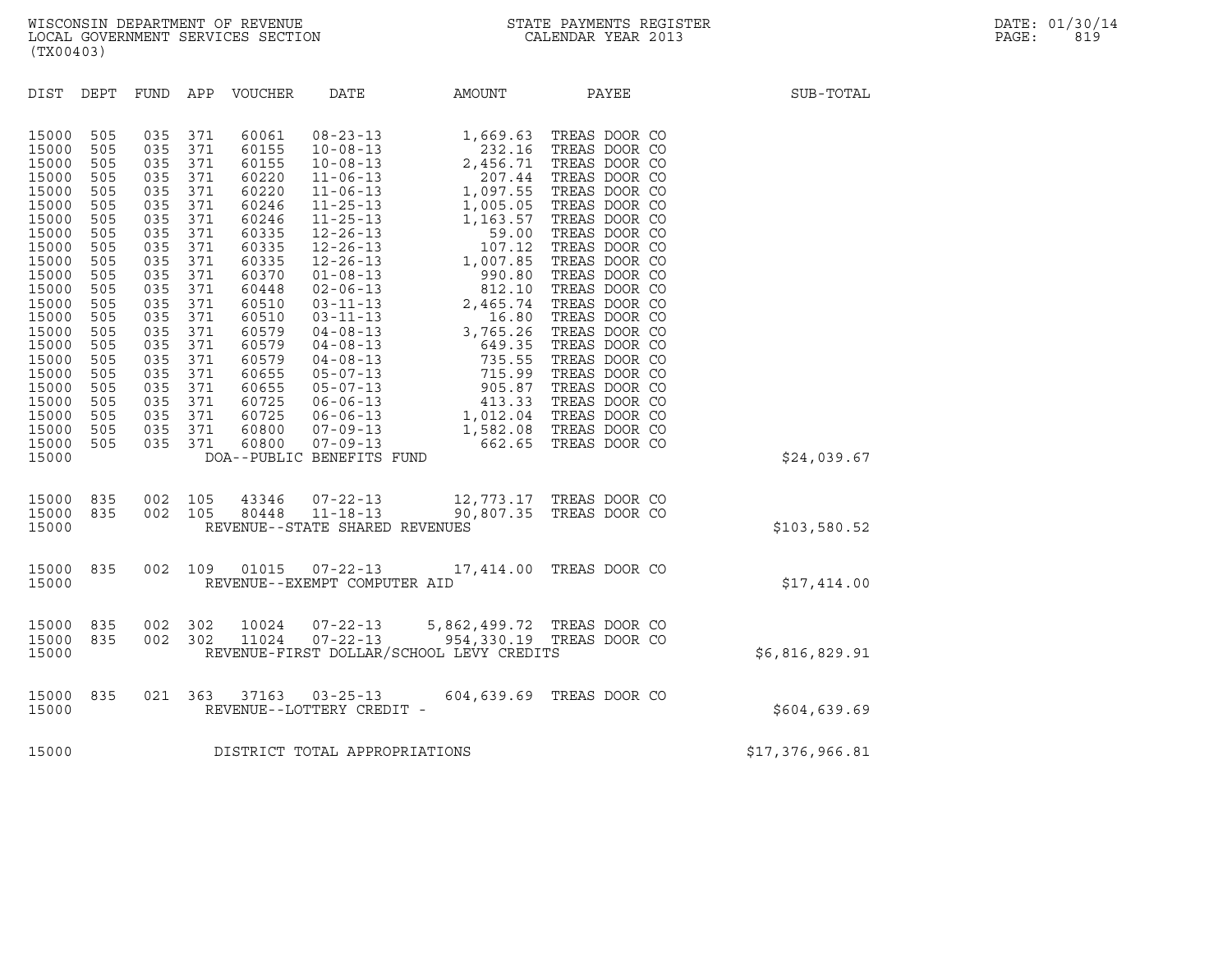WISCONSIN DEPARTMENT OF REVENUE
LOCAL GOVERNMENT SERVICES SECTION
(TX00403)

STATE PAYMENTS REGISTER
CALENDAR YEAR 2013

DATE: 01/30/14
PAGE: 819

| DIST | DEPT | FUND | APP | VOUCHER | DATE | AMOUNT | PAYEE | SUB-TOTAL |
|---|---|---|---|---|---|---|---|---|
| 15000 | 505 | 035 | 371 | 60061 | 08-23-13 | 1,669.63 | TREAS DOOR CO | |
| 15000 | 505 | 035 | 371 | 60155 | 10-08-13 | 232.16 | TREAS DOOR CO | |
| 15000 | 505 | 035 | 371 | 60155 | 10-08-13 | 2,456.71 | TREAS DOOR CO | |
| 15000 | 505 | 035 | 371 | 60220 | 11-06-13 | 207.44 | TREAS DOOR CO | |
| 15000 | 505 | 035 | 371 | 60220 | 11-06-13 | 1,097.55 | TREAS DOOR CO | |
| 15000 | 505 | 035 | 371 | 60246 | 11-25-13 | 1,005.05 | TREAS DOOR CO | |
| 15000 | 505 | 035 | 371 | 60246 | 11-25-13 | 1,163.57 | TREAS DOOR CO | |
| 15000 | 505 | 035 | 371 | 60335 | 12-26-13 | 59.00 | TREAS DOOR CO | |
| 15000 | 505 | 035 | 371 | 60335 | 12-26-13 | 107.12 | TREAS DOOR CO | |
| 15000 | 505 | 035 | 371 | 60335 | 12-26-13 | 1,007.85 | TREAS DOOR CO | |
| 15000 | 505 | 035 | 371 | 60370 | 01-08-13 | 990.80 | TREAS DOOR CO | |
| 15000 | 505 | 035 | 371 | 60448 | 02-06-13 | 812.10 | TREAS DOOR CO | |
| 15000 | 505 | 035 | 371 | 60510 | 03-11-13 | 2,465.74 | TREAS DOOR CO | |
| 15000 | 505 | 035 | 371 | 60510 | 03-11-13 | 16.80 | TREAS DOOR CO | |
| 15000 | 505 | 035 | 371 | 60579 | 04-08-13 | 3,765.26 | TREAS DOOR CO | |
| 15000 | 505 | 035 | 371 | 60579 | 04-08-13 | 649.35 | TREAS DOOR CO | |
| 15000 | 505 | 035 | 371 | 60579 | 04-08-13 | 735.55 | TREAS DOOR CO | |
| 15000 | 505 | 035 | 371 | 60655 | 05-07-13 | 715.99 | TREAS DOOR CO | |
| 15000 | 505 | 035 | 371 | 60655 | 05-07-13 | 905.87 | TREAS DOOR CO | |
| 15000 | 505 | 035 | 371 | 60725 | 06-06-13 | 413.33 | TREAS DOOR CO | |
| 15000 | 505 | 035 | 371 | 60725 | 06-06-13 | 1,012.04 | TREAS DOOR CO | |
| 15000 | 505 | 035 | 371 | 60800 | 07-09-13 | 1,582.08 | TREAS DOOR CO | |
| 15000 | 505 | 035 | 371 | 60800 | 07-09-13 | 662.65 | TREAS DOOR CO | |
| 15000 | | | | DOA--PUBLIC BENEFITS FUND | | | | $24,039.67 |
| 15000 | 835 | 002 | 105 | 43346 | 07-22-13 | 12,773.17 | TREAS DOOR CO | |
| 15000 | 835 | 002 | 105 | 80448 | 11-18-13 | 90,807.35 | TREAS DOOR CO | |
| 15000 | | | | REVENUE--STATE SHARED REVENUES | | | | $103,580.52 |
| 15000 | 835 | 002 | 109 | 01015 | 07-22-13 | 17,414.00 | TREAS DOOR CO | |
| 15000 | | | | REVENUE--EXEMPT COMPUTER AID | | | | $17,414.00 |
| 15000 | 835 | 002 | 302 | 10024 | 07-22-13 | 5,862,499.72 | TREAS DOOR CO | |
| 15000 | 835 | 002 | 302 | 11024 | 07-22-13 | 954,330.19 | TREAS DOOR CO | |
| 15000 | | | | REVENUE-FIRST DOLLAR/SCHOOL LEVY CREDITS | | | | $6,816,829.91 |
| 15000 | 835 | 021 | 363 | 37163 | 03-25-13 | 604,639.69 | TREAS DOOR CO | |
| 15000 | | | | REVENUE--LOTTERY CREDIT - | | | | $604,639.69 |
| 15000 | | | | DISTRICT TOTAL APPROPRIATIONS | | | | $17,376,966.81 |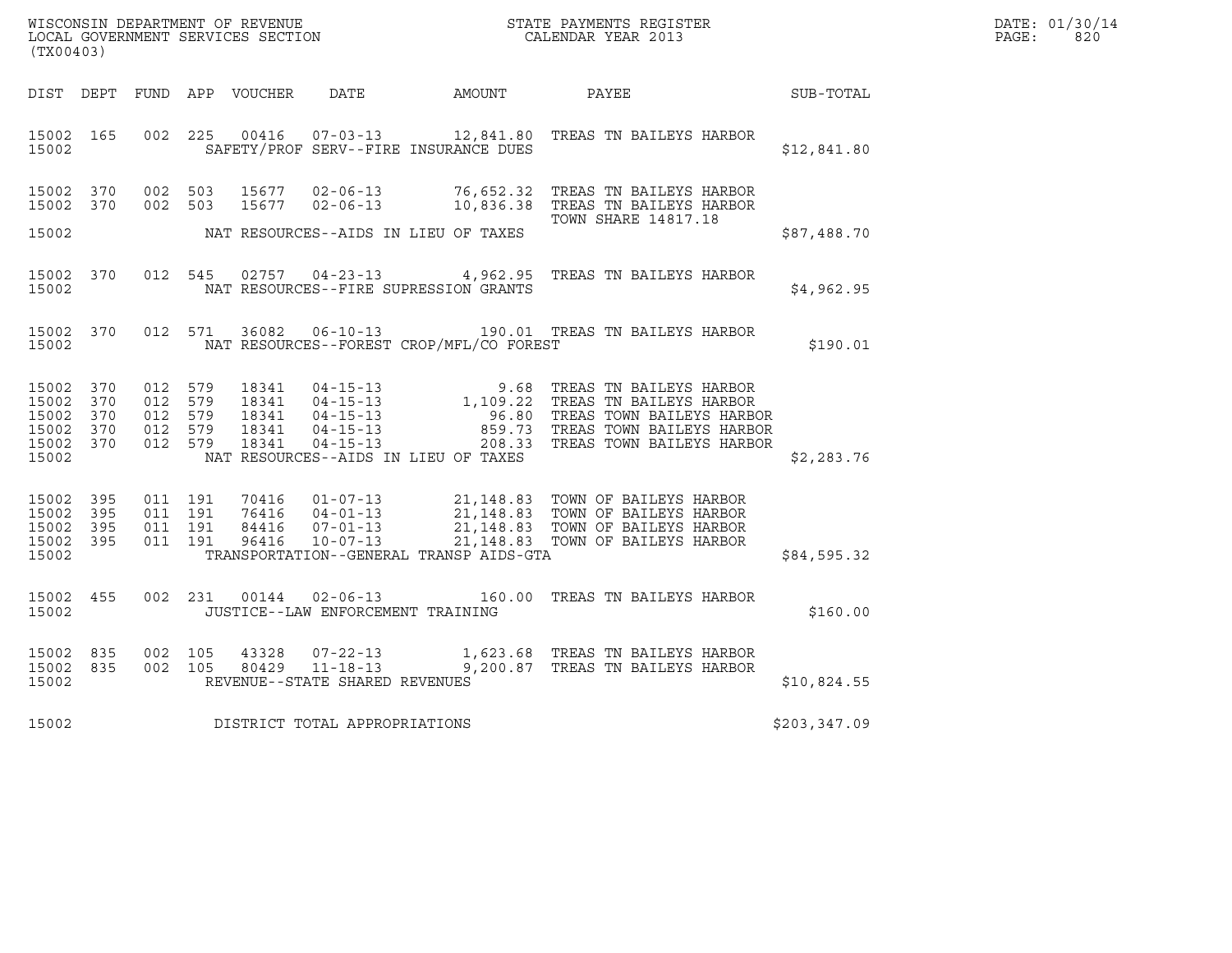WISCONSIN DEPARTMENT OF REVENUE
LOCAL GOVERNMENT SERVICES SECTION
(TX00403)

STATE PAYMENTS REGISTER
CALENDAR YEAR 2013

DATE: 01/30/14
PAGE: 820

| DIST | DEPT | FUND | APP | VOUCHER | DATE | AMOUNT | PAYEE | SUB-TOTAL |
|---|---|---|---|---|---|---|---|---|
| 15002 | 165 | 002 | 225 | 00416 | 07-03-13 | 12,841.80 | TREAS TN BAILEYS HARBOR | |
| 15002 | | | | | SAFETY/PROF SERV--FIRE INSURANCE DUES | | | $12,841.80 |
| 15002 | 370 | 002 | 503 | 15677 | 02-06-13 | 76,652.32 | TREAS TN BAILEYS HARBOR | |
| 15002 | 370 | 002 | 503 | 15677 | 02-06-13 | 10,836.38 | TREAS TN BAILEYS HARBOR TOWN SHARE 14817.18 | |
| 15002 | | | | | NAT RESOURCES--AIDS IN LIEU OF TAXES | | | $87,488.70 |
| 15002 | 370 | 012 | 545 | 02757 | 04-23-13 | 4,962.95 | TREAS TN BAILEYS HARBOR | |
| 15002 | | | | | NAT RESOURCES--FIRE SUPRESSION GRANTS | | | $4,962.95 |
| 15002 | 370 | 012 | 571 | 36082 | 06-10-13 | 190.01 | TREAS TN BAILEYS HARBOR | |
| 15002 | | | | | NAT RESOURCES--FOREST CROP/MFL/CO FOREST | | | $190.01 |
| 15002 | 370 | 012 | 579 | 18341 | 04-15-13 | 9.68 | TREAS TN BAILEYS HARBOR | |
| 15002 | 370 | 012 | 579 | 18341 | 04-15-13 | 1,109.22 | TREAS TN BAILEYS HARBOR | |
| 15002 | 370 | 012 | 579 | 18341 | 04-15-13 | 96.80 | TREAS TOWN BAILEYS HARBOR | |
| 15002 | 370 | 012 | 579 | 18341 | 04-15-13 | 859.73 | TREAS TOWN BAILEYS HARBOR | |
| 15002 | 370 | 012 | 579 | 18341 | 04-15-13 | 208.33 | TREAS TOWN BAILEYS HARBOR | |
| 15002 | | | | | NAT RESOURCES--AIDS IN LIEU OF TAXES | | | $2,283.76 |
| 15002 | 395 | 011 | 191 | 70416 | 01-07-13 | 21,148.83 | TOWN OF BAILEYS HARBOR | |
| 15002 | 395 | 011 | 191 | 76416 | 04-01-13 | 21,148.83 | TOWN OF BAILEYS HARBOR | |
| 15002 | 395 | 011 | 191 | 84416 | 07-01-13 | 21,148.83 | TOWN OF BAILEYS HARBOR | |
| 15002 | 395 | 011 | 191 | 96416 | 10-07-13 | 21,148.83 | TOWN OF BAILEYS HARBOR | |
| 15002 | | | | | TRANSPORTATION--GENERAL TRANSP AIDS-GTA | | | $84,595.32 |
| 15002 | 455 | 002 | 231 | 00144 | 02-06-13 | 160.00 | TREAS TN BAILEYS HARBOR | |
| 15002 | | | | | JUSTICE--LAW ENFORCEMENT TRAINING | | | $160.00 |
| 15002 | 835 | 002 | 105 | 43328 | 07-22-13 | 1,623.68 | TREAS TN BAILEYS HARBOR | |
| 15002 | 835 | 002 | 105 | 80429 | 11-18-13 | 9,200.87 | TREAS TN BAILEYS HARBOR | |
| 15002 | | | | | REVENUE--STATE SHARED REVENUES | | | $10,824.55 |
| 15002 | | | | | DISTRICT TOTAL APPROPRIATIONS | | | $203,347.09 |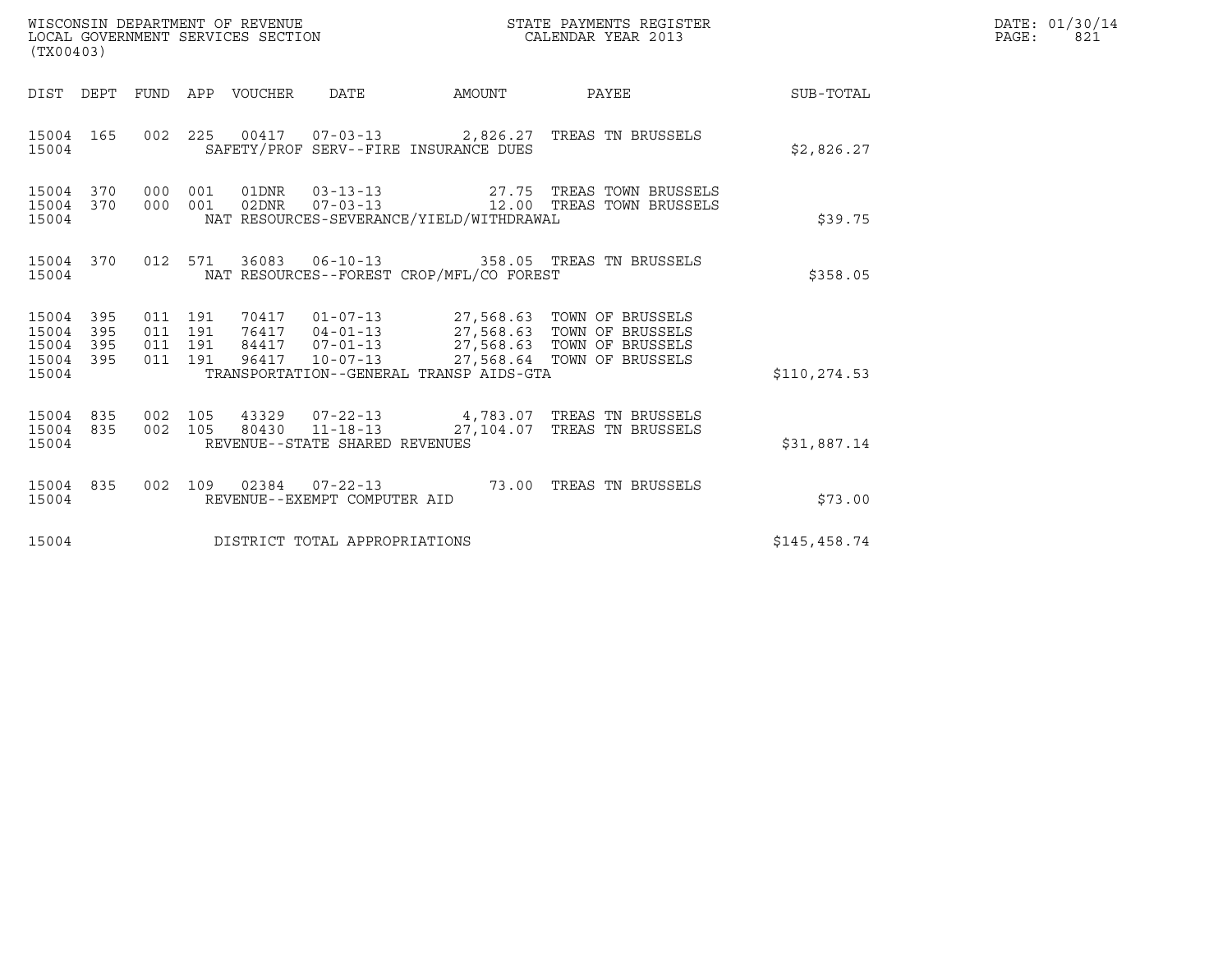WISCONSIN DEPARTMENT OF REVENUE
LOCAL GOVERNMENT SERVICES SECTION
(TX00403)

STATE PAYMENTS REGISTER
CALENDAR YEAR 2013

DATE: 01/30/14
PAGE: 821

| DIST | DEPT | FUND | APP | VOUCHER | DATE | AMOUNT | PAYEE | SUB-TOTAL |
|---|---|---|---|---|---|---|---|---|
| 15004 | 165 | 002 | 225 | 00417 | 07-03-13 | 2,826.27 | TREAS TN BRUSSELS | |
| 15004 | | | | SAFETY/PROF SERV--FIRE INSURANCE DUES | | | | $2,826.27 |
| 15004 | 370 | 000 | 001 | 01DNR | 03-13-13 | 27.75 | TREAS TOWN BRUSSELS | |
| 15004 | 370 | 000 | 001 | 02DNR | 07-03-13 | 12.00 | TREAS TOWN BRUSSELS | |
| 15004 | | | | NAT RESOURCES-SEVERANCE/YIELD/WITHDRAWAL | | | | $39.75 |
| 15004 | 370 | 012 | 571 | 36083 | 06-10-13 | 358.05 | TREAS TN BRUSSELS | |
| 15004 | | | | NAT RESOURCES--FOREST CROP/MFL/CO FOREST | | | | $358.05 |
| 15004 | 395 | 011 | 191 | 70417 | 01-07-13 | 27,568.63 | TOWN OF BRUSSELS | |
| 15004 | 395 | 011 | 191 | 76417 | 04-01-13 | 27,568.63 | TOWN OF BRUSSELS | |
| 15004 | 395 | 011 | 191 | 84417 | 07-01-13 | 27,568.63 | TOWN OF BRUSSELS | |
| 15004 | 395 | 011 | 191 | 96417 | 10-07-13 | 27,568.64 | TOWN OF BRUSSELS | |
| 15004 | | | | TRANSPORTATION--GENERAL TRANSP AIDS-GTA | | | | $110,274.53 |
| 15004 | 835 | 002 | 105 | 43329 | 07-22-13 | 4,783.07 | TREAS TN BRUSSELS | |
| 15004 | 835 | 002 | 105 | 80430 | 11-18-13 | 27,104.07 | TREAS TN BRUSSELS | |
| 15004 | | | | REVENUE--STATE SHARED REVENUES | | | | $31,887.14 |
| 15004 | 835 | 002 | 109 | 02384 | 07-22-13 | 73.00 | TREAS TN BRUSSELS | |
| 15004 | | | | REVENUE--EXEMPT COMPUTER AID | | | | $73.00 |
| 15004 | | | | DISTRICT TOTAL APPROPRIATIONS | | | | $145,458.74 |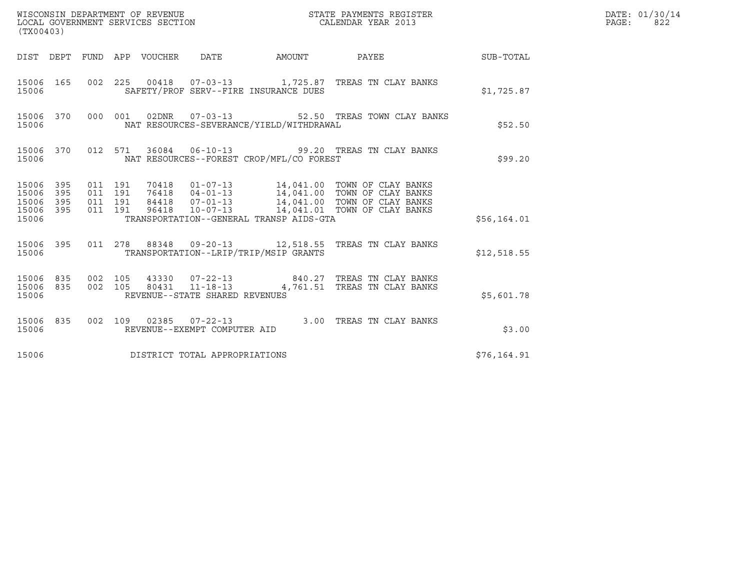WISCONSIN DEPARTMENT OF REVENUE
LOCAL GOVERNMENT SERVICES SECTION
(TX00403)

STATE PAYMENTS REGISTER
CALENDAR YEAR 2013

DATE: 01/30/14
PAGE: 822

| DIST | DEPT | FUND | APP | VOUCHER | DATE | AMOUNT | PAYEE | SUB-TOTAL |
|---|---|---|---|---|---|---|---|---|
| 15006 | 165 | 002 | 225 | 00418 | 07-03-13 | 1,725.87 | TREAS TN CLAY BANKS | |
| 15006 | | | | SAFETY/PROF SERV--FIRE INSURANCE DUES | | | | $1,725.87 |
| 15006 | 370 | 000 | 001 | 02DNR | 07-03-13 | 52.50 | TREAS TOWN CLAY BANKS | |
| 15006 | | | | NAT RESOURCES-SEVERANCE/YIELD/WITHDRAWAL | | | | $52.50 |
| 15006 | 370 | 012 | 571 | 36084 | 06-10-13 | 99.20 | TREAS TN CLAY BANKS | |
| 15006 | | | | NAT RESOURCES--FOREST CROP/MFL/CO FOREST | | | | $99.20 |
| 15006 | 395 | 011 | 191 | 70418 | 01-07-13 | 14,041.00 | TOWN OF CLAY BANKS | |
| 15006 | 395 | 011 | 191 | 76418 | 04-01-13 | 14,041.00 | TOWN OF CLAY BANKS | |
| 15006 | 395 | 011 | 191 | 84418 | 07-01-13 | 14,041.00 | TOWN OF CLAY BANKS | |
| 15006 | 395 | 011 | 191 | 96418 | 10-07-13 | 14,041.01 | TOWN OF CLAY BANKS | |
| 15006 | | | | TRANSPORTATION--GENERAL TRANSP AIDS-GTA | | | | $56,164.01 |
| 15006 | 395 | 011 | 278 | 88348 | 09-20-13 | 12,518.55 | TREAS TN CLAY BANKS | |
| 15006 | | | | TRANSPORTATION--LRIP/TRIP/MSIP GRANTS | | | | $12,518.55 |
| 15006 | 835 | 002 | 105 | 43330 | 07-22-13 | 840.27 | TREAS TN CLAY BANKS | |
| 15006 | 835 | 002 | 105 | 80431 | 11-18-13 | 4,761.51 | TREAS TN CLAY BANKS | |
| 15006 | | | | REVENUE--STATE SHARED REVENUES | | | | $5,601.78 |
| 15006 | 835 | 002 | 109 | 02385 | 07-22-13 | 3.00 | TREAS TN CLAY BANKS | |
| 15006 | | | | REVENUE--EXEMPT COMPUTER AID | | | | $3.00 |
| 15006 | | | | DISTRICT TOTAL APPROPRIATIONS | | | | $76,164.91 |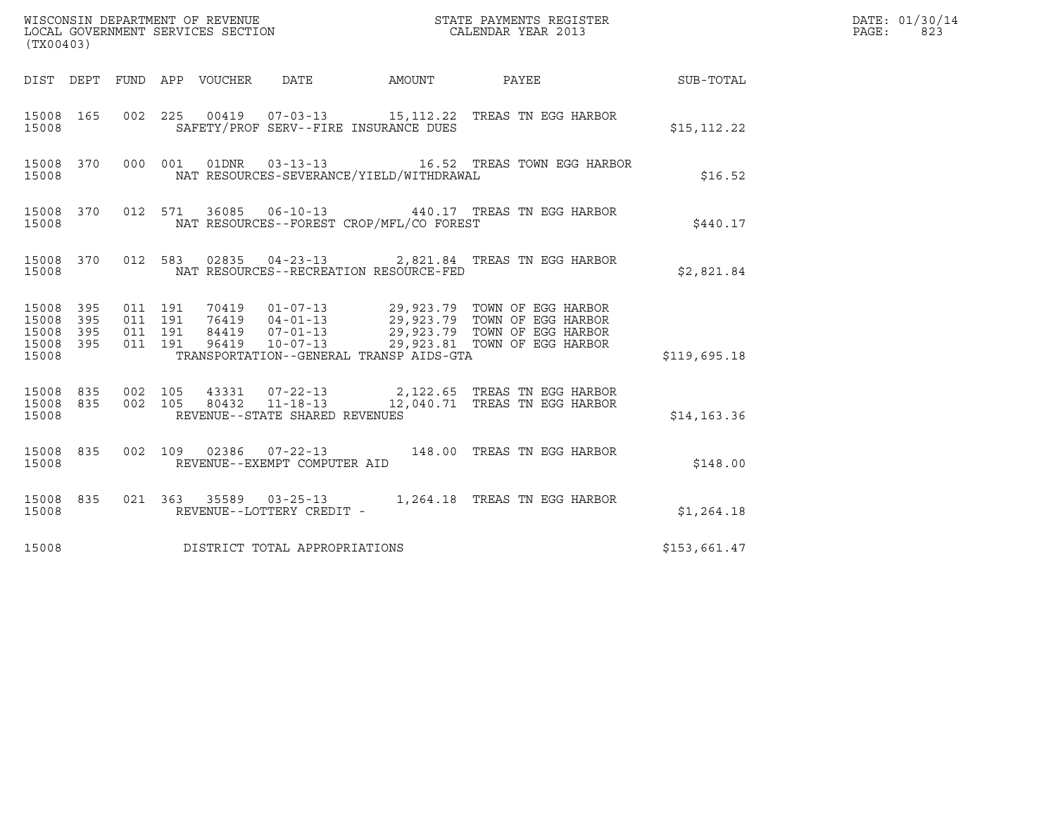WISCONSIN DEPARTMENT OF REVENUE
LOCAL GOVERNMENT SERVICES SECTION
(TX00403)

STATE PAYMENTS REGISTER
CALENDAR YEAR 2013

DATE: 01/30/14
PAGE: 823

| DIST | DEPT | FUND | APP | VOUCHER | DATE | AMOUNT | PAYEE | SUB-TOTAL |
|---|---|---|---|---|---|---|---|---|
| 15008 | 165 | 002 | 225 | 00419 | 07-03-13 | 15,112.22 | TREAS TN EGG HARBOR | |
| 15008 | | | | SAFETY/PROF SERV--FIRE INSURANCE DUES | | | | $15,112.22 |
| 15008 | 370 | 000 | 001 | 01DNR | 03-13-13 | 16.52 | TREAS TOWN EGG HARBOR | |
| 15008 | | | | NAT RESOURCES-SEVERANCE/YIELD/WITHDRAWAL | | | | $16.52 |
| 15008 | 370 | 012 | 571 | 36085 | 06-10-13 | 440.17 | TREAS TN EGG HARBOR | |
| 15008 | | | | NAT RESOURCES--FOREST CROP/MFL/CO FOREST | | | | $440.17 |
| 15008 | 370 | 012 | 583 | 02835 | 04-23-13 | 2,821.84 | TREAS TN EGG HARBOR | |
| 15008 | | | | NAT RESOURCES--RECREATION RESOURCE-FED | | | | $2,821.84 |
| 15008 | 395 | 011 | 191 | 70419 | 01-07-13 | 29,923.79 | TOWN OF EGG HARBOR | |
| 15008 | 395 | 011 | 191 | 76419 | 04-01-13 | 29,923.79 | TOWN OF EGG HARBOR | |
| 15008 | 395 | 011 | 191 | 84419 | 07-01-13 | 29,923.79 | TOWN OF EGG HARBOR | |
| 15008 | 395 | 011 | 191 | 96419 | 10-07-13 | 29,923.81 | TOWN OF EGG HARBOR | |
| 15008 | | | | TRANSPORTATION--GENERAL TRANSP AIDS-GTA | | | | $119,695.18 |
| 15008 | 835 | 002 | 105 | 43331 | 07-22-13 | 2,122.65 | TREAS TN EGG HARBOR | |
| 15008 | 835 | 002 | 105 | 80432 | 11-18-13 | 12,040.71 | TREAS TN EGG HARBOR | |
| 15008 | | | | REVENUE--STATE SHARED REVENUES | | | | $14,163.36 |
| 15008 | 835 | 002 | 109 | 02386 | 07-22-13 | 148.00 | TREAS TN EGG HARBOR | |
| 15008 | | | | REVENUE--EXEMPT COMPUTER AID | | | | $148.00 |
| 15008 | 835 | 021 | 363 | 35589 | 03-25-13 | 1,264.18 | TREAS TN EGG HARBOR | |
| 15008 | | | | REVENUE--LOTTERY CREDIT - | | | | $1,264.18 |
| 15008 | | | | DISTRICT TOTAL APPROPRIATIONS | | | | $153,661.47 |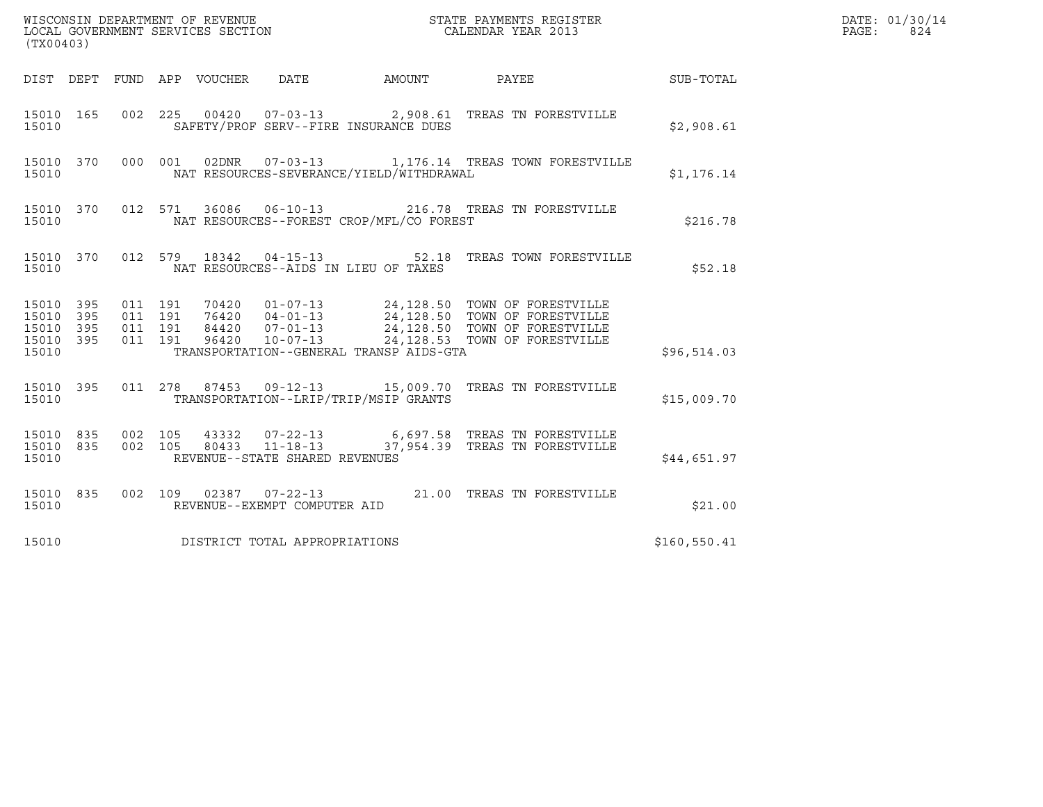WISCONSIN DEPARTMENT OF REVENUE
LOCAL GOVERNMENT SERVICES SECTION
(TX00403)

STATE PAYMENTS REGISTER
CALENDAR YEAR 2013

DATE: 01/30/14
PAGE: 824

| DIST | DEPT | FUND | APP | VOUCHER | DATE | AMOUNT | PAYEE | SUB-TOTAL |
|---|---|---|---|---|---|---|---|---|
| 15010 | 165 | 002 | 225 | 00420 | 07-03-13 | 2,908.61 | TREAS TN FORESTVILLE | |
| 15010 | | | | SAFETY/PROF SERV--FIRE INSURANCE DUES | | | | $2,908.61 |
| 15010 | 370 | 000 | 001 | 02DNR | 07-03-13 | 1,176.14 | TREAS TOWN FORESTVILLE | |
| 15010 | | | | NAT RESOURCES-SEVERANCE/YIELD/WITHDRAWAL | | | | $1,176.14 |
| 15010 | 370 | 012 | 571 | 36086 | 06-10-13 | 216.78 | TREAS TN FORESTVILLE | |
| 15010 | | | | NAT RESOURCES--FOREST CROP/MFL/CO FOREST | | | | $216.78 |
| 15010 | 370 | 012 | 579 | 18342 | 04-15-13 | 52.18 | TREAS TOWN FORESTVILLE | |
| 15010 | | | | NAT RESOURCES--AIDS IN LIEU OF TAXES | | | | $52.18 |
| 15010 | 395 | 011 | 191 | 70420 | 01-07-13 | 24,128.50 | TOWN OF FORESTVILLE | |
| 15010 | 395 | 011 | 191 | 76420 | 04-01-13 | 24,128.50 | TOWN OF FORESTVILLE | |
| 15010 | 395 | 011 | 191 | 84420 | 07-01-13 | 24,128.50 | TOWN OF FORESTVILLE | |
| 15010 | 395 | 011 | 191 | 96420 | 10-07-13 | 24,128.53 | TOWN OF FORESTVILLE | |
| 15010 | | | | TRANSPORTATION--GENERAL TRANSP AIDS-GTA | | | | $96,514.03 |
| 15010 | 395 | 011 | 278 | 87453 | 09-12-13 | 15,009.70 | TREAS TN FORESTVILLE | |
| 15010 | | | | TRANSPORTATION--LRIP/TRIP/MSIP GRANTS | | | | $15,009.70 |
| 15010 | 835 | 002 | 105 | 43332 | 07-22-13 | 6,697.58 | TREAS TN FORESTVILLE | |
| 15010 | 835 | 002 | 105 | 80433 | 11-18-13 | 37,954.39 | TREAS TN FORESTVILLE | |
| 15010 | | | | REVENUE--STATE SHARED REVENUES | | | | $44,651.97 |
| 15010 | 835 | 002 | 109 | 02387 | 07-22-13 | 21.00 | TREAS TN FORESTVILLE | |
| 15010 | | | | REVENUE--EXEMPT COMPUTER AID | | | | $21.00 |
| 15010 | | | | DISTRICT TOTAL APPROPRIATIONS | | | | $160,550.41 |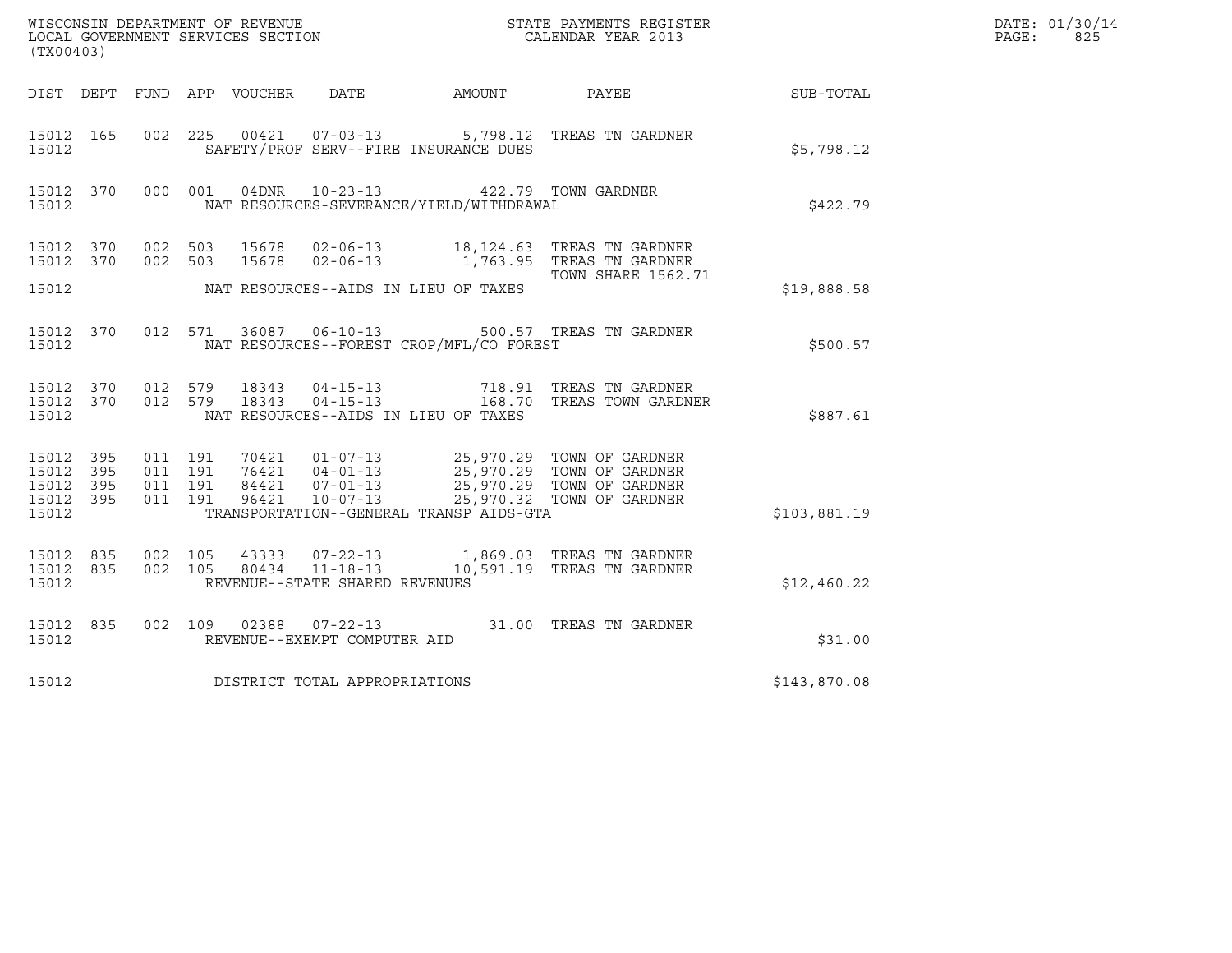WISCONSIN DEPARTMENT OF REVENUE
LOCAL GOVERNMENT SERVICES SECTION
(TX00403)

STATE PAYMENTS REGISTER
CALENDAR YEAR 2013

DATE: 01/30/14
PAGE: 825

| DIST | DEPT | FUND | APP | VOUCHER | DATE | AMOUNT | PAYEE | SUB-TOTAL |
|---|---|---|---|---|---|---|---|---|
| 15012 | 165 | 002 | 225 | 00421 | 07-03-13 | 5,798.12 | TREAS TN GARDNER | |
| 15012 | | | | SAFETY/PROF SERV--FIRE INSURANCE DUES | | | | $5,798.12 |
| 15012 | 370 | 000 | 001 | 04DNR | 10-23-13 | 422.79 | TOWN GARDNER | |
| 15012 | | | | NAT RESOURCES-SEVERANCE/YIELD/WITHDRAWAL | | | | $422.79 |
| 15012 | 370 | 002 | 503 | 15678 | 02-06-13 | 18,124.63 | TREAS TN GARDNER | |
| 15012 | 370 | 002 | 503 | 15678 | 02-06-13 | 1,763.95 | TREAS TN GARDNER TOWN SHARE 1562.71 | |
| 15012 | | | | NAT RESOURCES--AIDS IN LIEU OF TAXES | | | | $19,888.58 |
| 15012 | 370 | 012 | 571 | 36087 | 06-10-13 | 500.57 | TREAS TN GARDNER | |
| 15012 | | | | NAT RESOURCES--FOREST CROP/MFL/CO FOREST | | | | $500.57 |
| 15012 | 370 | 012 | 579 | 18343 | 04-15-13 | 718.91 | TREAS TN GARDNER | |
| 15012 | 370 | 012 | 579 | 18343 | 04-15-13 | 168.70 | TREAS TOWN GARDNER | |
| 15012 | | | | NAT RESOURCES--AIDS IN LIEU OF TAXES | | | | $887.61 |
| 15012 | 395 | 011 | 191 | 70421 | 01-07-13 | 25,970.29 | TOWN OF GARDNER | |
| 15012 | 395 | 011 | 191 | 76421 | 04-01-13 | 25,970.29 | TOWN OF GARDNER | |
| 15012 | 395 | 011 | 191 | 84421 | 07-01-13 | 25,970.29 | TOWN OF GARDNER | |
| 15012 | 395 | 011 | 191 | 96421 | 10-07-13 | 25,970.32 | TOWN OF GARDNER | |
| 15012 | | | | TRANSPORTATION--GENERAL TRANSP AIDS-GTA | | | | $103,881.19 |
| 15012 | 835 | 002 | 105 | 43333 | 07-22-13 | 1,869.03 | TREAS TN GARDNER | |
| 15012 | 835 | 002 | 105 | 80434 | 11-18-13 | 10,591.19 | TREAS TN GARDNER | |
| 15012 | | | | REVENUE--STATE SHARED REVENUES | | | | $12,460.22 |
| 15012 | 835 | 002 | 109 | 02388 | 07-22-13 | 31.00 | TREAS TN GARDNER | |
| 15012 | | | | REVENUE--EXEMPT COMPUTER AID | | | | $31.00 |
| 15012 | | | | DISTRICT TOTAL APPROPRIATIONS | | | | $143,870.08 |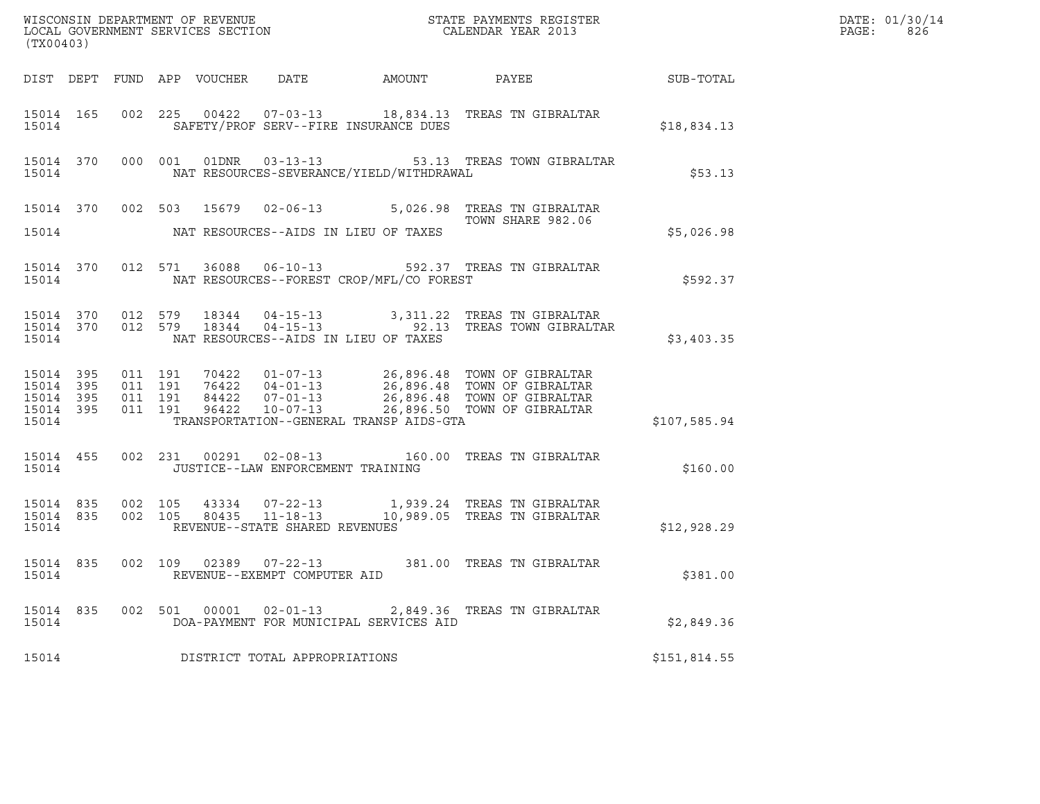WISCONSIN DEPARTMENT OF REVENUE
LOCAL GOVERNMENT SERVICES SECTION
(TX00403)

STATE PAYMENTS REGISTER
CALENDAR YEAR 2013

DATE: 01/30/14
PAGE: 826

| DIST | DEPT | FUND | APP | VOUCHER | DATE | AMOUNT | PAYEE | SUB-TOTAL |
|---|---|---|---|---|---|---|---|---|
| 15014 | 165 | 002 | 225 | 00422 | 07-03-13 | 18,834.13 | TREAS TN GIBRALTAR | |
| 15014 | | | | | SAFETY/PROF SERV--FIRE INSURANCE DUES | | | $18,834.13 |
| 15014 | 370 | 000 | 001 | 01DNR | 03-13-13 | 53.13 | TREAS TOWN GIBRALTAR | |
| 15014 | | | | | NAT RESOURCES-SEVERANCE/YIELD/WITHDRAWAL | | | $53.13 |
| 15014 | 370 | 002 | 503 | 15679 | 02-06-13 | 5,026.98 | TREAS TN GIBRALTAR TOWN SHARE 982.06 | |
| 15014 | | | | | NAT RESOURCES--AIDS IN LIEU OF TAXES | | | $5,026.98 |
| 15014 | 370 | 012 | 571 | 36088 | 06-10-13 | 592.37 | TREAS TN GIBRALTAR | |
| 15014 | | | | | NAT RESOURCES--FOREST CROP/MFL/CO FOREST | | | $592.37 |
| 15014 | 370 | 012 | 579 | 18344 | 04-15-13 | 3,311.22 | TREAS TN GIBRALTAR | |
| 15014 | 370 | 012 | 579 | 18344 | 04-15-13 | 92.13 | TREAS TOWN GIBRALTAR | |
| 15014 | | | | | NAT RESOURCES--AIDS IN LIEU OF TAXES | | | $3,403.35 |
| 15014 | 395 | 011 | 191 | 70422 | 01-07-13 | 26,896.48 | TOWN OF GIBRALTAR | |
| 15014 | 395 | 011 | 191 | 76422 | 04-01-13 | 26,896.48 | TOWN OF GIBRALTAR | |
| 15014 | 395 | 011 | 191 | 84422 | 07-01-13 | 26,896.48 | TOWN OF GIBRALTAR | |
| 15014 | 395 | 011 | 191 | 96422 | 10-07-13 | 26,896.50 | TOWN OF GIBRALTAR | |
| 15014 | | | | | TRANSPORTATION--GENERAL TRANSP AIDS-GTA | | | $107,585.94 |
| 15014 | 455 | 002 | 231 | 00291 | 02-08-13 | 160.00 | TREAS TN GIBRALTAR | |
| 15014 | | | | | JUSTICE--LAW ENFORCEMENT TRAINING | | | $160.00 |
| 15014 | 835 | 002 | 105 | 43334 | 07-22-13 | 1,939.24 | TREAS TN GIBRALTAR | |
| 15014 | 835 | 002 | 105 | 80435 | 11-18-13 | 10,989.05 | TREAS TN GIBRALTAR | |
| 15014 | | | | | REVENUE--STATE SHARED REVENUES | | | $12,928.29 |
| 15014 | 835 | 002 | 109 | 02389 | 07-22-13 | 381.00 | TREAS TN GIBRALTAR | |
| 15014 | | | | | REVENUE--EXEMPT COMPUTER AID | | | $381.00 |
| 15014 | 835 | 002 | 501 | 00001 | 02-01-13 | 2,849.36 | TREAS TN GIBRALTAR | |
| 15014 | | | | | DOA-PAYMENT FOR MUNICIPAL SERVICES AID | | | $2,849.36 |
| 15014 | | | | | DISTRICT TOTAL APPROPRIATIONS | | | $151,814.55 |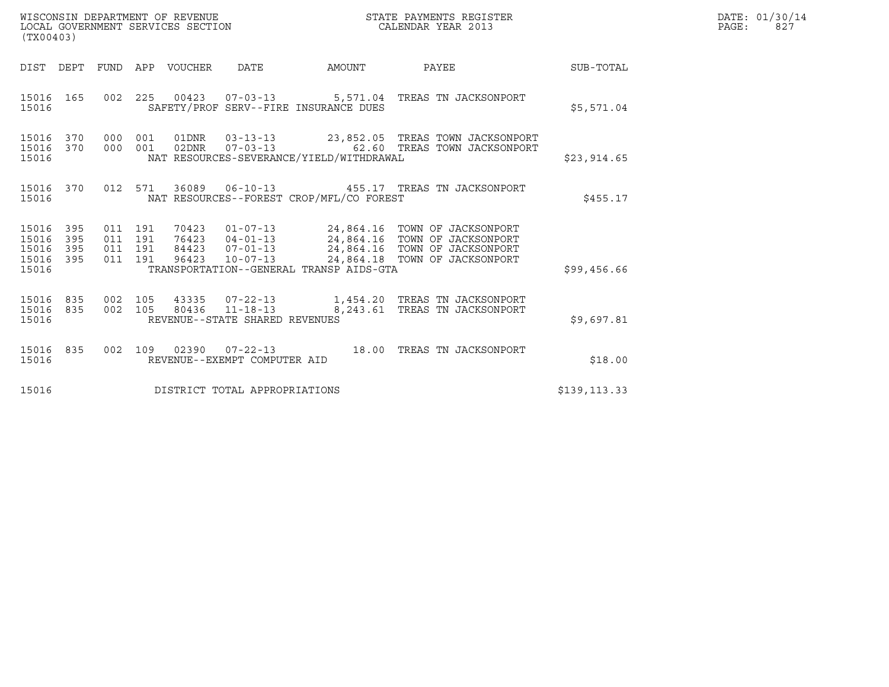WISCONSIN DEPARTMENT OF REVENUE
LOCAL GOVERNMENT SERVICES SECTION
(TX00403)

STATE PAYMENTS REGISTER
CALENDAR YEAR 2013

DATE: 01/30/14

| DIST | DEPT | FUND | APP | VOUCHER | DATE | AMOUNT | PAYEE | SUB-TOTAL |
|---|---|---|---|---|---|---|---|---|
| 15016 | 165 | 002 | 225 | 00423 | 07-03-13 | 5,571.04 | TREAS TN JACKSONPORT | |
| 15016 | | | | SAFETY/PROF SERV--FIRE INSURANCE DUES | | | | $5,571.04 |
| 15016 | 370 | 000 | 001 | 01DNR | 03-13-13 | 23,852.05 | TREAS TOWN JACKSONPORT | |
| 15016 | 370 | 000 | 001 | 02DNR | 07-03-13 | 62.60 | TREAS TOWN JACKSONPORT | |
| 15016 | | | | NAT RESOURCES-SEVERANCE/YIELD/WITHDRAWAL | | | | $23,914.65 |
| 15016 | 370 | 012 | 571 | 36089 | 06-10-13 | 455.17 | TREAS TN JACKSONPORT | |
| 15016 | | | | NAT RESOURCES--FOREST CROP/MFL/CO FOREST | | | | $455.17 |
| 15016 | 395 | 011 | 191 | 70423 | 01-07-13 | 24,864.16 | TOWN OF JACKSONPORT | |
| 15016 | 395 | 011 | 191 | 76423 | 04-01-13 | 24,864.16 | TOWN OF JACKSONPORT | |
| 15016 | 395 | 011 | 191 | 84423 | 07-01-13 | 24,864.16 | TOWN OF JACKSONPORT | |
| 15016 | 395 | 011 | 191 | 96423 | 10-07-13 | 24,864.18 | TOWN OF JACKSONPORT | |
| 15016 | | | | TRANSPORTATION--GENERAL TRANSP AIDS-GTA | | | | $99,456.66 |
| 15016 | 835 | 002 | 105 | 43335 | 07-22-13 | 1,454.20 | TREAS TN JACKSONPORT | |
| 15016 | 835 | 002 | 105 | 80436 | 11-18-13 | 8,243.61 | TREAS TN JACKSONPORT | |
| 15016 | | | | REVENUE--STATE SHARED REVENUES | | | | $9,697.81 |
| 15016 | 835 | 002 | 109 | 02390 | 07-22-13 | 18.00 | TREAS TN JACKSONPORT | |
| 15016 | | | | REVENUE--EXEMPT COMPUTER AID | | | | $18.00 |
| 15016 | | | | DISTRICT TOTAL APPROPRIATIONS | | | | $139,113.33 |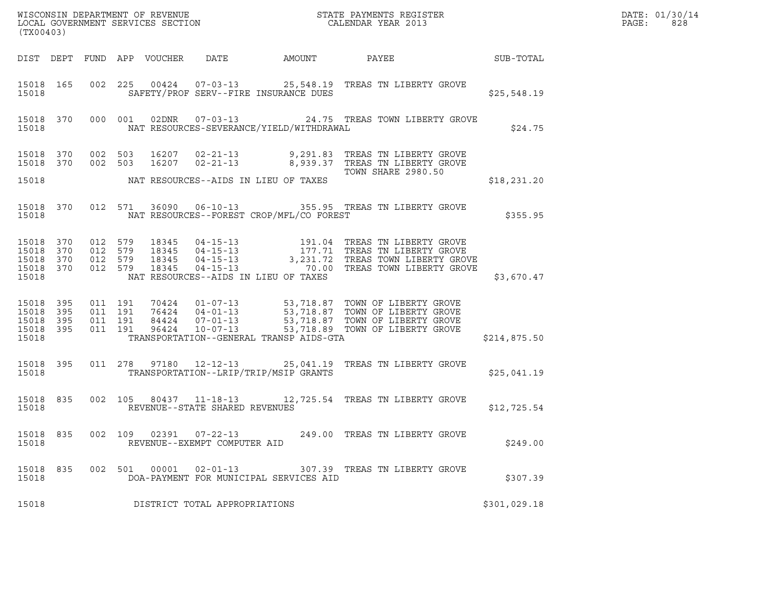WISCONSIN DEPARTMENT OF REVENUE
LOCAL GOVERNMENT SERVICES SECTION
(TX00403)

STATE PAYMENTS REGISTER
CALENDAR YEAR 2013

DATE: 01/30/14
PAGE: 828

| DIST | DEPT | FUND | APP | VOUCHER | DATE | AMOUNT | PAYEE | SUB-TOTAL |
|---|---|---|---|---|---|---|---|---|
| 15018 | 165 | 002 | 225 | 00424 | 07-03-13 | 25,548.19 | TREAS TN LIBERTY GROVE | |
| 15018 | | | | SAFETY/PROF SERV--FIRE INSURANCE DUES | | | | $25,548.19 |
| 15018 | 370 | 000 | 001 | 02DNR | 07-03-13 | 24.75 | TREAS TOWN LIBERTY GROVE | |
| 15018 | | | | NAT RESOURCES-SEVERANCE/YIELD/WITHDRAWAL | | | | $24.75 |
| 15018 | 370 | 002 | 503 | 16207 | 02-21-13 | 9,291.83 | TREAS TN LIBERTY GROVE | |
| 15018 | 370 | 002 | 503 | 16207 | 02-21-13 | 8,939.37 | TREAS TN LIBERTY GROVE TOWN SHARE 2980.50 | |
| 15018 | | | | NAT RESOURCES--AIDS IN LIEU OF TAXES | | | | $18,231.20 |
| 15018 | 370 | 012 | 571 | 36090 | 06-10-13 | 355.95 | TREAS TN LIBERTY GROVE | |
| 15018 | | | | NAT RESOURCES--FOREST CROP/MFL/CO FOREST | | | | $355.95 |
| 15018 | 370 | 012 | 579 | 18345 | 04-15-13 | 191.04 | TREAS TN LIBERTY GROVE | |
| 15018 | 370 | 012 | 579 | 18345 | 04-15-13 | 177.71 | TREAS TN LIBERTY GROVE | |
| 15018 | 370 | 012 | 579 | 18345 | 04-15-13 | 3,231.72 | TREAS TOWN LIBERTY GROVE | |
| 15018 | 370 | 012 | 579 | 18345 | 04-15-13 | 70.00 | TREAS TOWN LIBERTY GROVE | |
| 15018 | | | | NAT RESOURCES--AIDS IN LIEU OF TAXES | | | | $3,670.47 |
| 15018 | 395 | 011 | 191 | 70424 | 01-07-13 | 53,718.87 | TOWN OF LIBERTY GROVE | |
| 15018 | 395 | 011 | 191 | 76424 | 04-01-13 | 53,718.87 | TOWN OF LIBERTY GROVE | |
| 15018 | 395 | 011 | 191 | 84424 | 07-01-13 | 53,718.87 | TOWN OF LIBERTY GROVE | |
| 15018 | 395 | 011 | 191 | 96424 | 10-07-13 | 53,718.89 | TOWN OF LIBERTY GROVE | |
| 15018 | | | | TRANSPORTATION--GENERAL TRANSP AIDS-GTA | | | | $214,875.50 |
| 15018 | 395 | 011 | 278 | 97180 | 12-12-13 | 25,041.19 | TREAS TN LIBERTY GROVE | |
| 15018 | | | | TRANSPORTATION--LRIP/TRIP/MSIP GRANTS | | | | $25,041.19 |
| 15018 | 835 | 002 | 105 | 80437 | 11-18-13 | 12,725.54 | TREAS TN LIBERTY GROVE | |
| 15018 | | | | REVENUE--STATE SHARED REVENUES | | | | $12,725.54 |
| 15018 | 835 | 002 | 109 | 02391 | 07-22-13 | 249.00 | TREAS TN LIBERTY GROVE | |
| 15018 | | | | REVENUE--EXEMPT COMPUTER AID | | | | $249.00 |
| 15018 | 835 | 002 | 501 | 00001 | 02-01-13 | 307.39 | TREAS TN LIBERTY GROVE | |
| 15018 | | | | DOA-PAYMENT FOR MUNICIPAL SERVICES AID | | | | $307.39 |
| 15018 | | | | DISTRICT TOTAL APPROPRIATIONS | | | | $301,029.18 |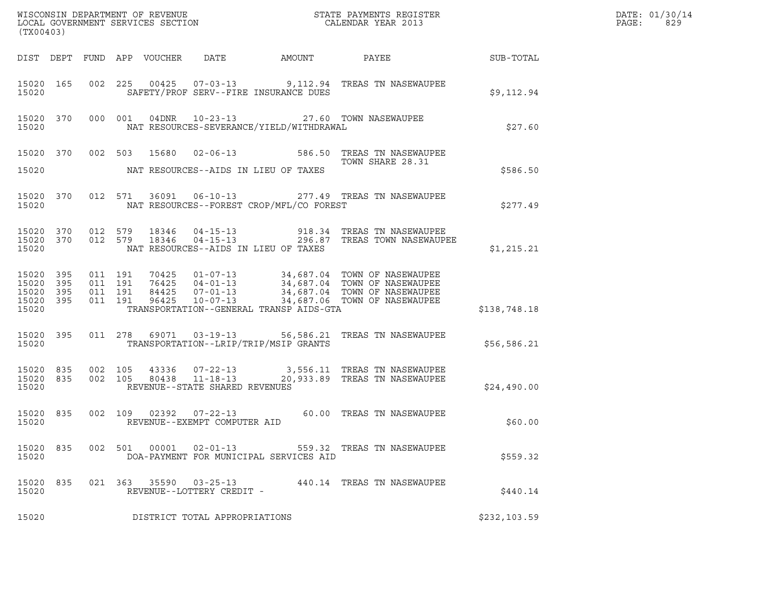WISCONSIN DEPARTMENT OF REVENUE
LOCAL GOVERNMENT SERVICES SECTION
(TX00403)

STATE PAYMENTS REGISTER
CALENDAR YEAR 2013

DATE: 01/30/14
PAGE: 829

| DIST | DEPT | FUND | APP | VOUCHER | DATE | AMOUNT | PAYEE | SUB-TOTAL |
|---|---|---|---|---|---|---|---|---|
| 15020 | 165 | 002 | 225 | 00425 | 07-03-13 | 9,112.94 | TREAS TN NASEWAUPEE | |
| 15020 | | | | SAFETY/PROF SERV--FIRE INSURANCE DUES | | | | $9,112.94 |
| 15020 | 370 | 000 | 001 | 04DNR | 10-23-13 | 27.60 | TOWN NASEWAUPEE | |
| 15020 | | | | NAT RESOURCES-SEVERANCE/YIELD/WITHDRAWAL | | | | $27.60 |
| 15020 | 370 | 002 | 503 | 15680 | 02-06-13 | 586.50 | TREAS TN NASEWAUPEE TOWN SHARE 28.31 | |
| 15020 | | | | NAT RESOURCES--AIDS IN LIEU OF TAXES | | | | $586.50 |
| 15020 | 370 | 012 | 571 | 36091 | 06-10-13 | 277.49 | TREAS TN NASEWAUPEE | |
| 15020 | | | | NAT RESOURCES--FOREST CROP/MFL/CO FOREST | | | | $277.49 |
| 15020 | 370 | 012 | 579 | 18346 | 04-15-13 | 918.34 | TREAS TN NASEWAUPEE | |
| 15020 | 370 | 012 | 579 | 18346 | 04-15-13 | 296.87 | TREAS TOWN NASEWAUPEE | |
| 15020 | | | | NAT RESOURCES--AIDS IN LIEU OF TAXES | | | | $1,215.21 |
| 15020 | 395 | 011 | 191 | 70425 | 01-07-13 | 34,687.04 | TOWN OF NASEWAUPEE | |
| 15020 | 395 | 011 | 191 | 76425 | 04-01-13 | 34,687.04 | TOWN OF NASEWAUPEE | |
| 15020 | 395 | 011 | 191 | 84425 | 07-01-13 | 34,687.04 | TOWN OF NASEWAUPEE | |
| 15020 | 395 | 011 | 191 | 96425 | 10-07-13 | 34,687.06 | TOWN OF NASEWAUPEE | |
| 15020 | | | | TRANSPORTATION--GENERAL TRANSP AIDS-GTA | | | | $138,748.18 |
| 15020 | 395 | 011 | 278 | 69071 | 03-19-13 | 56,586.21 | TREAS TN NASEWAUPEE | |
| 15020 | | | | TRANSPORTATION--LRIP/TRIP/MSIP GRANTS | | | | $56,586.21 |
| 15020 | 835 | 002 | 105 | 43336 | 07-22-13 | 3,556.11 | TREAS TN NASEWAUPEE | |
| 15020 | 835 | 002 | 105 | 80438 | 11-18-13 | 20,933.89 | TREAS TN NASEWAUPEE | |
| 15020 | | | | REVENUE--STATE SHARED REVENUES | | | | $24,490.00 |
| 15020 | 835 | 002 | 109 | 02392 | 07-22-13 | 60.00 | TREAS TN NASEWAUPEE | |
| 15020 | | | | REVENUE--EXEMPT COMPUTER AID | | | | $60.00 |
| 15020 | 835 | 002 | 501 | 00001 | 02-01-13 | 559.32 | TREAS TN NASEWAUPEE | |
| 15020 | | | | DOA-PAYMENT FOR MUNICIPAL SERVICES AID | | | | $559.32 |
| 15020 | 835 | 021 | 363 | 35590 | 03-25-13 | 440.14 | TREAS TN NASEWAUPEE | |
| 15020 | | | | REVENUE--LOTTERY CREDIT - | | | | $440.14 |
| 15020 | | | | DISTRICT TOTAL APPROPRIATIONS | | | | $232,103.59 |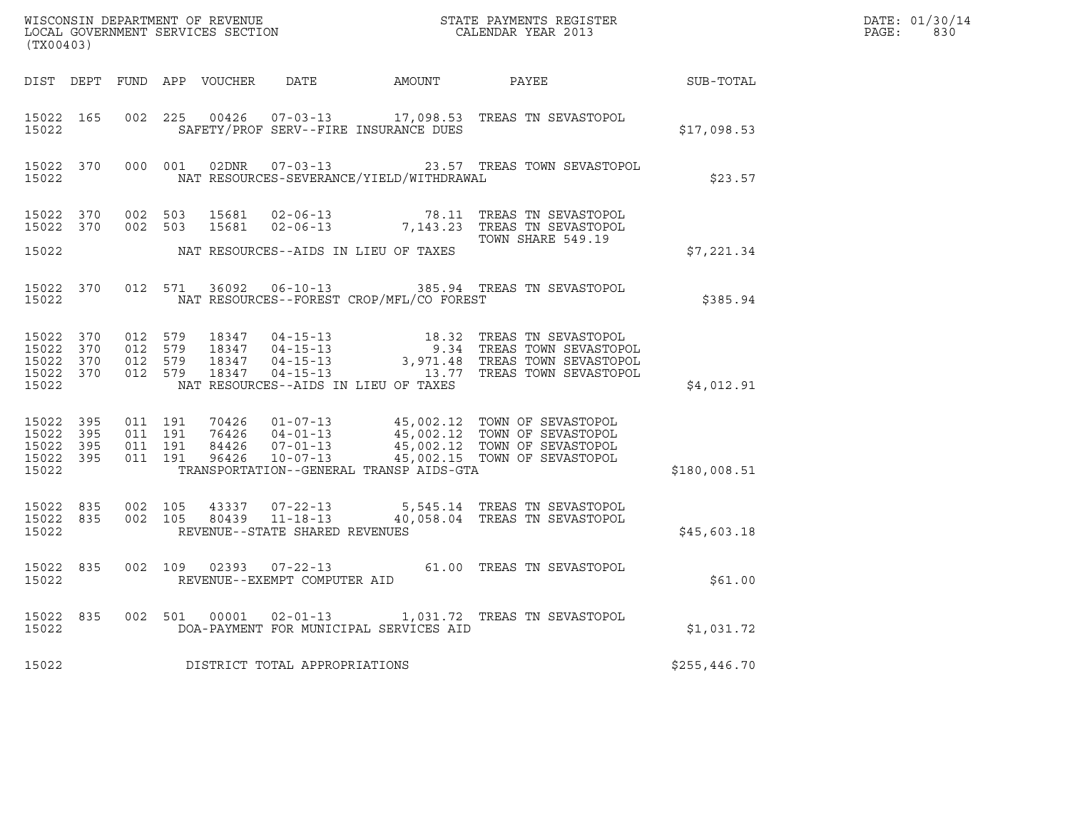WISCONSIN DEPARTMENT OF REVENUE
LOCAL GOVERNMENT SERVICES SECTION
(TX00403)

STATE PAYMENTS REGISTER
CALENDAR YEAR 2013

DATE: 01/30/14
PAGE: 830

| DIST | DEPT | FUND | APP | VOUCHER | DATE | AMOUNT | PAYEE | SUB-TOTAL |
|---|---|---|---|---|---|---|---|---|
| 15022 | 165 | 002 | 225 | 00426 | 07-03-13 | 17,098.53 | TREAS TN SEVASTOPOL | |
| 15022 | | | | | SAFETY/PROF SERV--FIRE INSURANCE DUES | | | $17,098.53 |
| 15022 | 370 | 000 | 001 | 02DNR | 07-03-13 | 23.57 | TREAS TOWN SEVASTOPOL | |
| 15022 | | | | | NAT RESOURCES-SEVERANCE/YIELD/WITHDRAWAL | | | $23.57 |
| 15022 | 370 | 002 | 503 | 15681 | 02-06-13 | 78.11 | TREAS TN SEVASTOPOL | |
| 15022 | 370 | 002 | 503 | 15681 | 02-06-13 | 7,143.23 | TREAS TN SEVASTOPOL TOWN SHARE 549.19 | |
| 15022 | | | | | NAT RESOURCES--AIDS IN LIEU OF TAXES | | | $7,221.34 |
| 15022 | 370 | 012 | 571 | 36092 | 06-10-13 | 385.94 | TREAS TN SEVASTOPOL | |
| 15022 | | | | | NAT RESOURCES--FOREST CROP/MFL/CO FOREST | | | $385.94 |
| 15022 | 370 | 012 | 579 | 18347 | 04-15-13 | 18.32 | TREAS TN SEVASTOPOL | |
| 15022 | 370 | 012 | 579 | 18347 | 04-15-13 | 9.34 | TREAS TOWN SEVASTOPOL | |
| 15022 | 370 | 012 | 579 | 18347 | 04-15-13 | 3,971.48 | TREAS TOWN SEVASTOPOL | |
| 15022 | 370 | 012 | 579 | 18347 | 04-15-13 | 13.77 | TREAS TOWN SEVASTOPOL | |
| 15022 | | | | | NAT RESOURCES--AIDS IN LIEU OF TAXES | | | $4,012.91 |
| 15022 | 395 | 011 | 191 | 70426 | 01-07-13 | 45,002.12 | TOWN OF SEVASTOPOL | |
| 15022 | 395 | 011 | 191 | 76426 | 04-01-13 | 45,002.12 | TOWN OF SEVASTOPOL | |
| 15022 | 395 | 011 | 191 | 84426 | 07-01-13 | 45,002.12 | TOWN OF SEVASTOPOL | |
| 15022 | 395 | 011 | 191 | 96426 | 10-07-13 | 45,002.15 | TOWN OF SEVASTOPOL | |
| 15022 | | | | | TRANSPORTATION--GENERAL TRANSP AIDS-GTA | | | $180,008.51 |
| 15022 | 835 | 002 | 105 | 43337 | 07-22-13 | 5,545.14 | TREAS TN SEVASTOPOL | |
| 15022 | 835 | 002 | 105 | 80439 | 11-18-13 | 40,058.04 | TREAS TN SEVASTOPOL | |
| 15022 | | | | | REVENUE--STATE SHARED REVENUES | | | $45,603.18 |
| 15022 | 835 | 002 | 109 | 02393 | 07-22-13 | 61.00 | TREAS TN SEVASTOPOL | |
| 15022 | | | | | REVENUE--EXEMPT COMPUTER AID | | | $61.00 |
| 15022 | 835 | 002 | 501 | 00001 | 02-01-13 | 1,031.72 | TREAS TN SEVASTOPOL | |
| 15022 | | | | | DOA-PAYMENT FOR MUNICIPAL SERVICES AID | | | $1,031.72 |
| 15022 | | | | | DISTRICT TOTAL APPROPRIATIONS | | | $255,446.70 |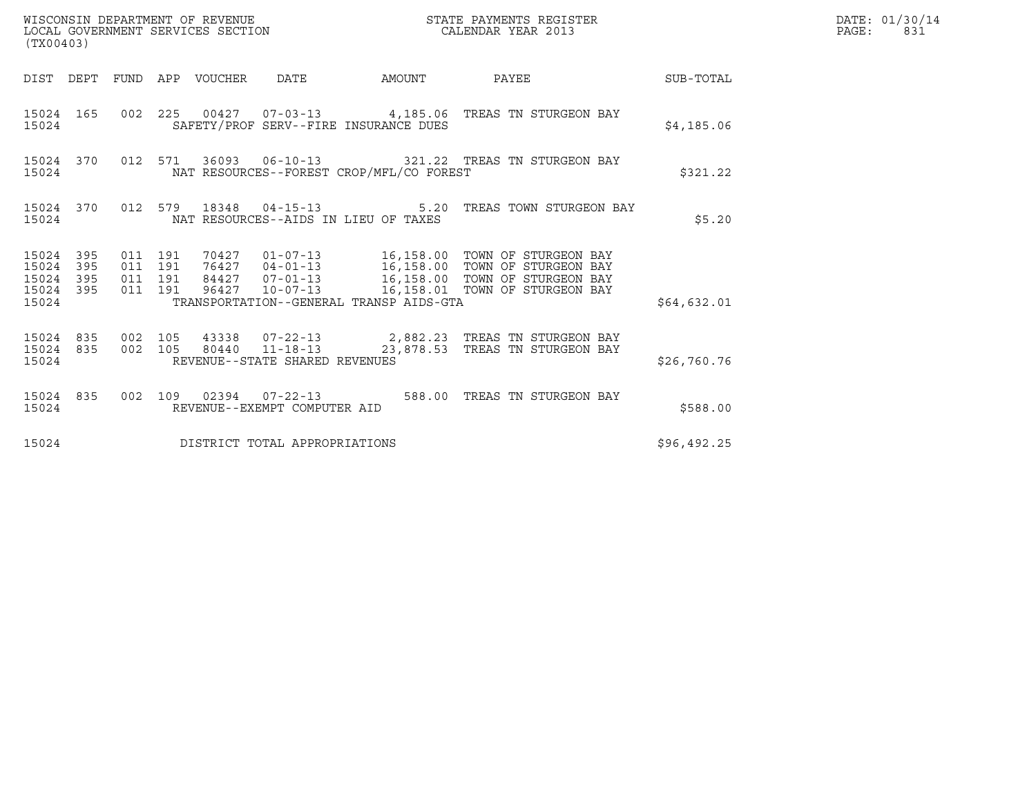WISCONSIN DEPARTMENT OF REVENUE
LOCAL GOVERNMENT SERVICES SECTION
(TX00403)

STATE PAYMENTS REGISTER
CALENDAR YEAR 2013

DATE: 01/30/14
PAGE: 831

| DIST | DEPT | FUND | APP | VOUCHER | DATE | AMOUNT | PAYEE | SUB-TOTAL |
|---|---|---|---|---|---|---|---|---|
| 15024 | 165 | 002 | 225 | 00427 | 07-03-13 | 4,185.06 | TREAS TN STURGEON BAY | |
| 15024 | | | | | SAFETY/PROF SERV--FIRE INSURANCE DUES | | | $4,185.06 |
| 15024 | 370 | 012 | 571 | 36093 | 06-10-13 | 321.22 | TREAS TN STURGEON BAY | |
| 15024 | | | | | NAT RESOURCES--FOREST CROP/MFL/CO FOREST | | | $321.22 |
| 15024 | 370 | 012 | 579 | 18348 | 04-15-13 | 5.20 | TREAS TOWN STURGEON BAY | |
| 15024 | | | | | NAT RESOURCES--AIDS IN LIEU OF TAXES | | | $5.20 |
| 15024 | 395 | 011 | 191 | 70427 | 01-07-13 | 16,158.00 | TOWN OF STURGEON BAY | |
| 15024 | 395 | 011 | 191 | 76427 | 04-01-13 | 16,158.00 | TOWN OF STURGEON BAY | |
| 15024 | 395 | 011 | 191 | 84427 | 07-01-13 | 16,158.00 | TOWN OF STURGEON BAY | |
| 15024 | 395 | 011 | 191 | 96427 | 10-07-13 | 16,158.01 | TOWN OF STURGEON BAY | |
| 15024 | | | | | TRANSPORTATION--GENERAL TRANSP AIDS-GTA | | | $64,632.01 |
| 15024 | 835 | 002 | 105 | 43338 | 07-22-13 | 2,882.23 | TREAS TN STURGEON BAY | |
| 15024 | 835 | 002 | 105 | 80440 | 11-18-13 | 23,878.53 | TREAS TN STURGEON BAY | |
| 15024 | | | | | REVENUE--STATE SHARED REVENUES | | | $26,760.76 |
| 15024 | 835 | 002 | 109 | 02394 | 07-22-13 | 588.00 | TREAS TN STURGEON BAY | |
| 15024 | | | | | REVENUE--EXEMPT COMPUTER AID | | | $588.00 |
| 15024 | | | | | DISTRICT TOTAL APPROPRIATIONS | | | $96,492.25 |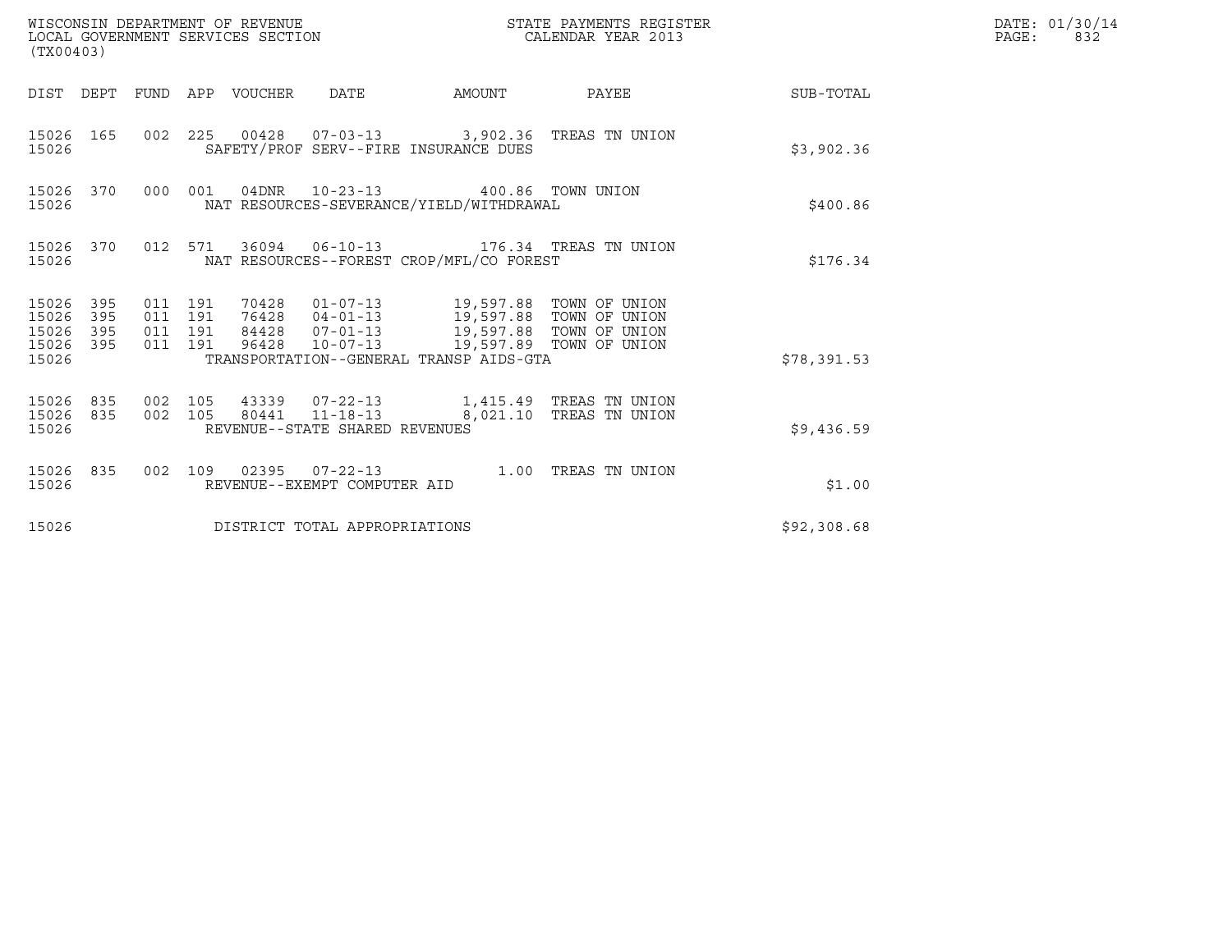WISCONSIN DEPARTMENT OF REVENUE
LOCAL GOVERNMENT SERVICES SECTION
(TX00403)

STATE PAYMENTS REGISTER
CALENDAR YEAR 2013

DATE: 01/30/14
PAGE: 832

| DIST | DEPT | FUND | APP | VOUCHER | DATE | AMOUNT | PAYEE | SUB-TOTAL |
|---|---|---|---|---|---|---|---|---|
| 15026 | 165 | 002 | 225 | 00428 | 07-03-13 | 3,902.36 | TREAS TN UNION | |
| 15026 | | | | SAFETY/PROF SERV--FIRE INSURANCE DUES | | | | $3,902.36 |
| 15026 | 370 | 000 | 001 | 04DNR | 10-23-13 | 400.86 | TOWN UNION | |
| 15026 | | | | NAT RESOURCES-SEVERANCE/YIELD/WITHDRAWAL | | | | $400.86 |
| 15026 | 370 | 012 | 571 | 36094 | 06-10-13 | 176.34 | TREAS TN UNION | |
| 15026 | | | | NAT RESOURCES--FOREST CROP/MFL/CO FOREST | | | | $176.34 |
| 15026 | 395 | 011 | 191 | 70428 | 01-07-13 | 19,597.88 | TOWN OF UNION | |
| 15026 | 395 | 011 | 191 | 76428 | 04-01-13 | 19,597.88 | TOWN OF UNION | |
| 15026 | 395 | 011 | 191 | 84428 | 07-01-13 | 19,597.88 | TOWN OF UNION | |
| 15026 | 395 | 011 | 191 | 96428 | 10-07-13 | 19,597.89 | TOWN OF UNION | |
| 15026 | | | | TRANSPORTATION--GENERAL TRANSP AIDS-GTA | | | | $78,391.53 |
| 15026 | 835 | 002 | 105 | 43339 | 07-22-13 | 1,415.49 | TREAS TN UNION | |
| 15026 | 835 | 002 | 105 | 80441 | 11-18-13 | 8,021.10 | TREAS TN UNION | |
| 15026 | | | | REVENUE--STATE SHARED REVENUES | | | | $9,436.59 |
| 15026 | 835 | 002 | 109 | 02395 | 07-22-13 | 1.00 | TREAS TN UNION | |
| 15026 | | | | REVENUE--EXEMPT COMPUTER AID | | | | $1.00 |
| 15026 | | | | DISTRICT TOTAL APPROPRIATIONS | | | | $92,308.68 |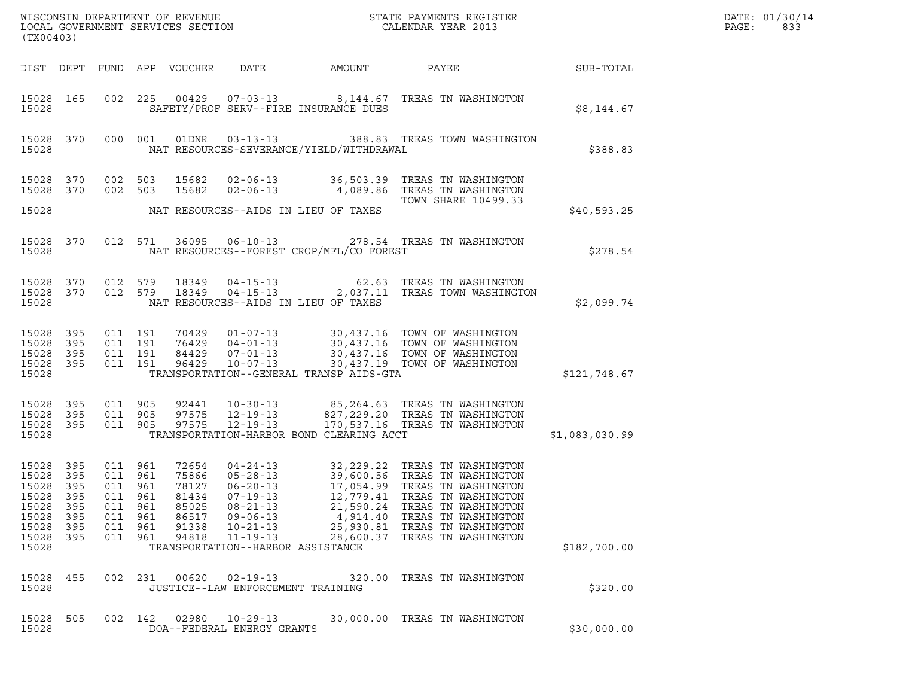WISCONSIN DEPARTMENT OF REVENUE
LOCAL GOVERNMENT SERVICES SECTION
(TX00403)

STATE PAYMENTS REGISTER
CALENDAR YEAR 2013

DATE: 01/30/14

| DIST | DEPT | FUND | APP | VOUCHER | DATE | AMOUNT | PAYEE | SUB-TOTAL |
|---|---|---|---|---|---|---|---|---|
| 15028 | 165 | 002 | 225 | 00429 | 07-03-13 | 8,144.67 | TREAS TN WASHINGTON | |
| 15028 | | | | SAFETY/PROF SERV--FIRE INSURANCE DUES | | | | $8,144.67 |
| 15028 | 370 | 000 | 001 | 01DNR | 03-13-13 | 388.83 | TREAS TOWN WASHINGTON | |
| 15028 | | | | NAT RESOURCES-SEVERANCE/YIELD/WITHDRAWAL | | | | $388.83 |
| 15028 | 370 | 002 | 503 | 15682 | 02-06-13 | 36,503.39 | TREAS TN WASHINGTON | |
| 15028 | 370 | 002 | 503 | 15682 | 02-06-13 | 4,089.86 | TREAS TN WASHINGTON | |
| | | | | | | | TOWN SHARE 10499.33 | |
| 15028 | | | | NAT RESOURCES--AIDS IN LIEU OF TAXES | | | | $40,593.25 |
| 15028 | 370 | 012 | 571 | 36095 | 06-10-13 | 278.54 | TREAS TN WASHINGTON | |
| 15028 | | | | NAT RESOURCES--FOREST CROP/MFL/CO FOREST | | | | $278.54 |
| 15028 | 370 | 012 | 579 | 18349 | 04-15-13 | 62.63 | TREAS TN WASHINGTON | |
| 15028 | 370 | 012 | 579 | 18349 | 04-15-13 | 2,037.11 | TREAS TOWN WASHINGTON | |
| 15028 | | | | NAT RESOURCES--AIDS IN LIEU OF TAXES | | | | $2,099.74 |
| 15028 | 395 | 011 | 191 | 70429 | 01-07-13 | 30,437.16 | TOWN OF WASHINGTON | |
| 15028 | 395 | 011 | 191 | 76429 | 04-01-13 | 30,437.16 | TOWN OF WASHINGTON | |
| 15028 | 395 | 011 | 191 | 84429 | 07-01-13 | 30,437.16 | TOWN OF WASHINGTON | |
| 15028 | 395 | 011 | 191 | 96429 | 10-07-13 | 30,437.19 | TOWN OF WASHINGTON | |
| 15028 | | | | TRANSPORTATION--GENERAL TRANSP AIDS-GTA | | | | $121,748.67 |
| 15028 | 395 | 011 | 905 | 92441 | 10-30-13 | 85,264.63 | TREAS TN WASHINGTON | |
| 15028 | 395 | 011 | 905 | 97575 | 12-19-13 | 827,229.20 | TREAS TN WASHINGTON | |
| 15028 | 395 | 011 | 905 | 97575 | 12-19-13 | 170,537.16 | TREAS TN WASHINGTON | |
| 15028 | | | | TRANSPORTATION-HARBOR BOND CLEARING ACCT | | | | $1,083,030.99 |
| 15028 | 395 | 011 | 961 | 72654 | 04-24-13 | 32,229.22 | TREAS TN WASHINGTON | |
| 15028 | 395 | 011 | 961 | 75866 | 05-28-13 | 39,600.56 | TREAS TN WASHINGTON | |
| 15028 | 395 | 011 | 961 | 78127 | 06-20-13 | 17,054.99 | TREAS TN WASHINGTON | |
| 15028 | 395 | 011 | 961 | 81434 | 07-19-13 | 12,779.41 | TREAS TN WASHINGTON | |
| 15028 | 395 | 011 | 961 | 85025 | 08-21-13 | 21,590.24 | TREAS TN WASHINGTON | |
| 15028 | 395 | 011 | 961 | 86517 | 09-06-13 | 4,914.40 | TREAS TN WASHINGTON | |
| 15028 | 395 | 011 | 961 | 91338 | 10-21-13 | 25,930.81 | TREAS TN WASHINGTON | |
| 15028 | 395 | 011 | 961 | 94818 | 11-19-13 | 28,600.37 | TREAS TN WASHINGTON | |
| 15028 | | | | TRANSPORTATION--HARBOR ASSISTANCE | | | | $182,700.00 |
| 15028 | 455 | 002 | 231 | 00620 | 02-19-13 | 320.00 | TREAS TN WASHINGTON | |
| 15028 | | | | JUSTICE--LAW ENFORCEMENT TRAINING | | | | $320.00 |
| 15028 | 505 | 002 | 142 | 02980 | 10-29-13 | 30,000.00 | TREAS TN WASHINGTON | |
| 15028 | | | | DOA--FEDERAL ENERGY GRANTS | | | | $30,000.00 |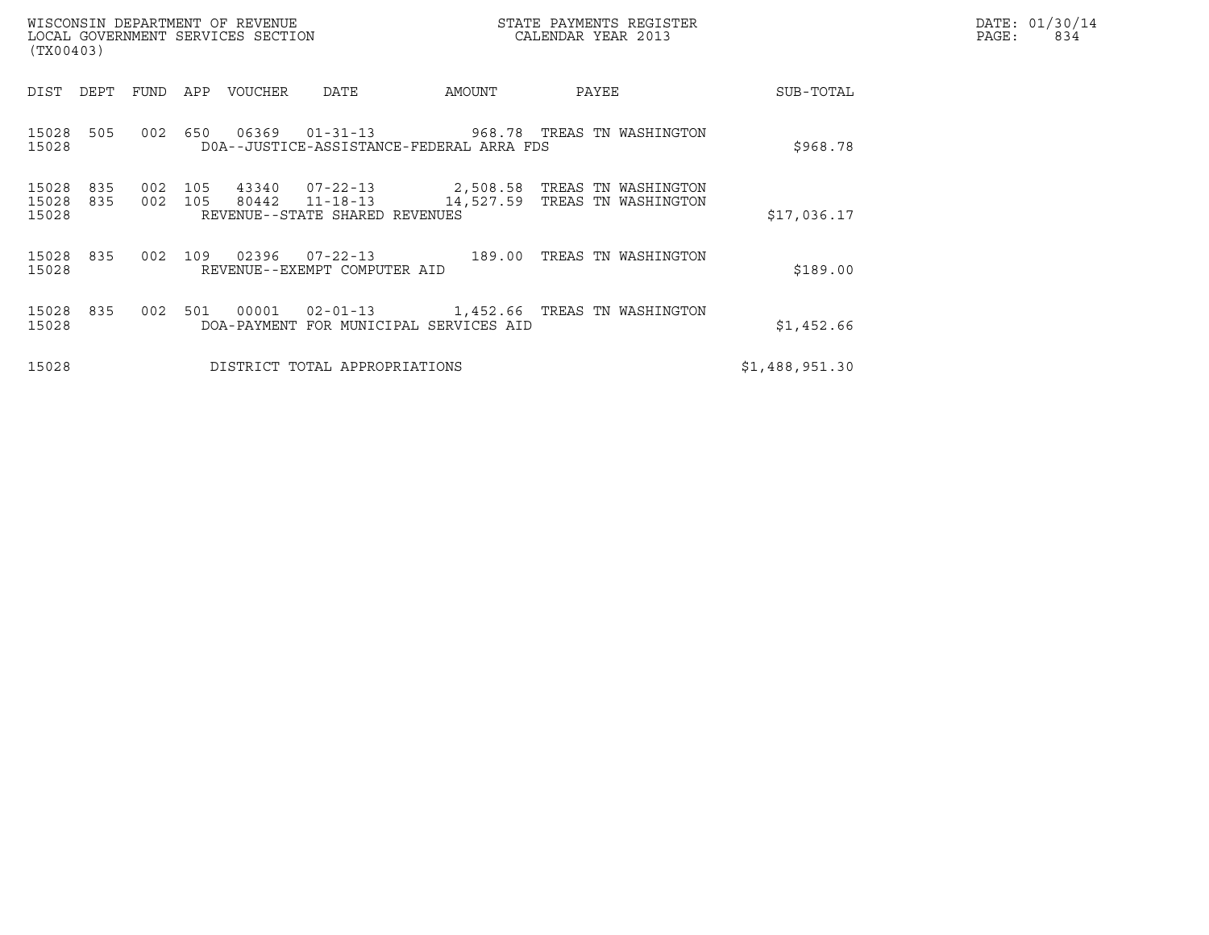| DIST | DEPT | FUND | APP | VOUCHER | DATE | AMOUNT | PAYEE | SUB-TOTAL |
|---|---|---|---|---|---|---|---|---|
| 15028 | 505 | 002 | 650 | 06369 | 01-31-13 | 968.78 | TREAS TN WASHINGTON | |
| 15028 | | | | DOA--JUSTICE-ASSISTANCE-FEDERAL ARRA FDS | | | | $968.78 |
| 15028 | 835 | 002 | 105 | 43340 | 07-22-13 | 2,508.58 | TREAS TN WASHINGTON | |
| 15028 | 835 | 002 | 105 | 80442 | 11-18-13 | 14,527.59 | TREAS TN WASHINGTON | |
| 15028 | | | | REVENUE--STATE SHARED REVENUES | | | | $17,036.17 |
| 15028 | 835 | 002 | 109 | 02396 | 07-22-13 | 189.00 | TREAS TN WASHINGTON | |
| 15028 | | | | REVENUE--EXEMPT COMPUTER AID | | | | $189.00 |
| 15028 | 835 | 002 | 501 | 00001 | 02-01-13 | 1,452.66 | TREAS TN WASHINGTON | |
| 15028 | | | | DOA-PAYMENT FOR MUNICIPAL SERVICES AID | | | | $1,452.66 |
| 15028 | | | | DISTRICT TOTAL APPROPRIATIONS | | | | $1,488,951.30 |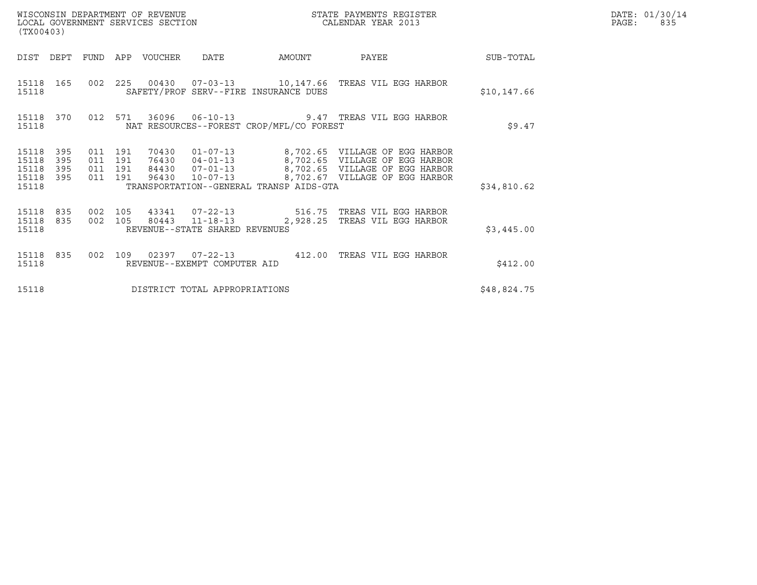WISCONSIN DEPARTMENT OF REVENUE
LOCAL GOVERNMENT SERVICES SECTION
(TX00403)

STATE PAYMENTS REGISTER
CALENDAR YEAR 2013

DATE: 01/30/14
PAGE: 835

| DIST | DEPT | FUND | APP | VOUCHER | DATE | AMOUNT | PAYEE | SUB-TOTAL |
|---|---|---|---|---|---|---|---|---|
| 15118 | 165 | 002 | 225 | 00430 | 07-03-13 | 10,147.66 | TREAS VIL EGG HARBOR | |
| 15118 | | | | SAFETY/PROF SERV--FIRE INSURANCE DUES | | | | $10,147.66 |
| 15118 | 370 | 012 | 571 | 36096 | 06-10-13 | 9.47 | TREAS VIL EGG HARBOR | |
| 15118 | | | | NAT RESOURCES--FOREST CROP/MFL/CO FOREST | | | | $9.47 |
| 15118 | 395 | 011 | 191 | 70430 | 01-07-13 | 8,702.65 | VILLAGE OF EGG HARBOR | |
| 15118 | 395 | 011 | 191 | 76430 | 04-01-13 | 8,702.65 | VILLAGE OF EGG HARBOR | |
| 15118 | 395 | 011 | 191 | 84430 | 07-01-13 | 8,702.65 | VILLAGE OF EGG HARBOR | |
| 15118 | 395 | 011 | 191 | 96430 | 10-07-13 | 8,702.67 | VILLAGE OF EGG HARBOR | |
| 15118 | | | | TRANSPORTATION--GENERAL TRANSP AIDS-GTA | | | | $34,810.62 |
| 15118 | 835 | 002 | 105 | 43341 | 07-22-13 | 516.75 | TREAS VIL EGG HARBOR | |
| 15118 | 835 | 002 | 105 | 80443 | 11-18-13 | 2,928.25 | TREAS VIL EGG HARBOR | |
| 15118 | | | | REVENUE--STATE SHARED REVENUES | | | | $3,445.00 |
| 15118 | 835 | 002 | 109 | 02397 | 07-22-13 | 412.00 | TREAS VIL EGG HARBOR | |
| 15118 | | | | REVENUE--EXEMPT COMPUTER AID | | | | $412.00 |
| 15118 | | | | DISTRICT TOTAL APPROPRIATIONS | | | | $48,824.75 |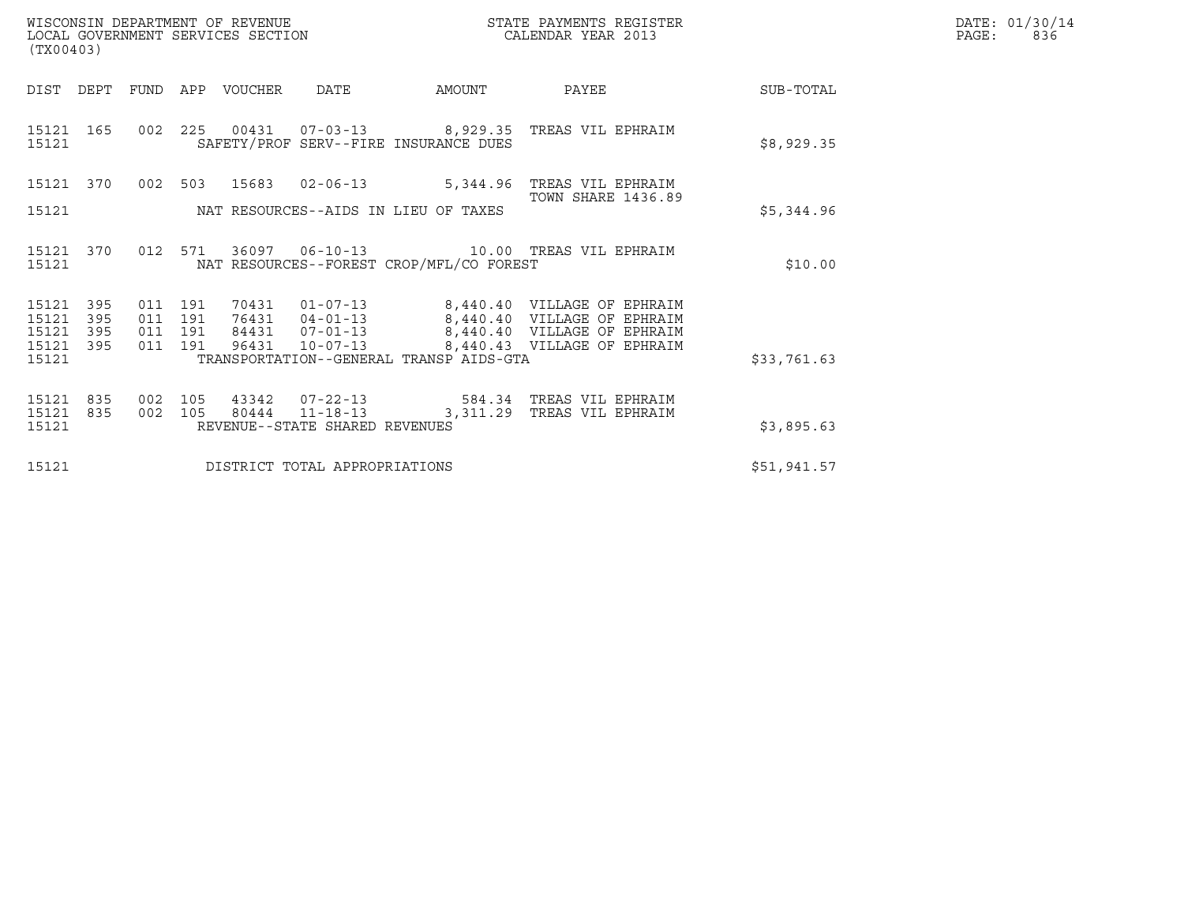WISCONSIN DEPARTMENT OF REVENUE
LOCAL GOVERNMENT SERVICES SECTION
(TX00403)

STATE PAYMENTS REGISTER
CALENDAR YEAR 2013

DATE: 01/30/14
PAGE: 836

| DIST | DEPT | FUND | APP | VOUCHER | DATE | AMOUNT | PAYEE | SUB-TOTAL |
|---|---|---|---|---|---|---|---|---|
| 15121 | 165 | 002 | 225 | 00431 | 07-03-13 | 8,929.35 | TREAS VIL EPHRAIM | |
| 15121 | | | | SAFETY/PROF SERV--FIRE INSURANCE DUES | | | | $8,929.35 |
| 15121 | 370 | 002 | 503 | 15683 | 02-06-13 | 5,344.96 | TREAS VIL EPHRAIM TOWN SHARE 1436.89 | |
| 15121 | | | | NAT RESOURCES--AIDS IN LIEU OF TAXES | | | | $5,344.96 |
| 15121 | 370 | 012 | 571 | 36097 | 06-10-13 | 10.00 | TREAS VIL EPHRAIM | |
| 15121 | | | | NAT RESOURCES--FOREST CROP/MFL/CO FOREST | | | | $10.00 |
| 15121 | 395 | 011 | 191 | 70431 | 01-07-13 | 8,440.40 | VILLAGE OF EPHRAIM | |
| 15121 | 395 | 011 | 191 | 76431 | 04-01-13 | 8,440.40 | VILLAGE OF EPHRAIM | |
| 15121 | 395 | 011 | 191 | 84431 | 07-01-13 | 8,440.40 | VILLAGE OF EPHRAIM | |
| 15121 | 395 | 011 | 191 | 96431 | 10-07-13 | 8,440.43 | VILLAGE OF EPHRAIM | |
| 15121 | | | | TRANSPORTATION--GENERAL TRANSP AIDS-GTA | | | | $33,761.63 |
| 15121 | 835 | 002 | 105 | 43342 | 07-22-13 | 584.34 | TREAS VIL EPHRAIM | |
| 15121 | 835 | 002 | 105 | 80444 | 11-18-13 | 3,311.29 | TREAS VIL EPHRAIM | |
| 15121 | | | | REVENUE--STATE SHARED REVENUES | | | | $3,895.63 |
| 15121 | | | | DISTRICT TOTAL APPROPRIATIONS | | | | $51,941.57 |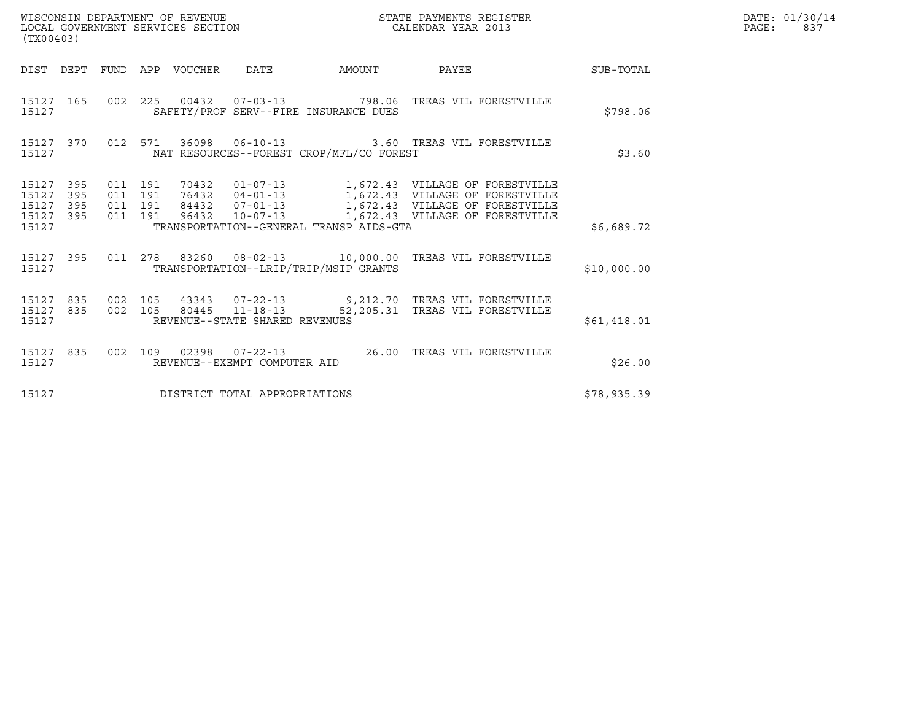WISCONSIN DEPARTMENT OF REVENUE
LOCAL GOVERNMENT SERVICES SECTION
(TX00403)

STATE PAYMENTS REGISTER
CALENDAR YEAR 2013

DATE: 01/30/14
PAGE: 837

| DIST | DEPT | FUND | APP | VOUCHER | DATE | AMOUNT | PAYEE | SUB-TOTAL |
|---|---|---|---|---|---|---|---|---|
| 15127 | 165 | 002 | 225 | 00432 | 07-03-13 | 798.06 | TREAS VIL FORESTVILLE | |
| 15127 | | | | | SAFETY/PROF SERV--FIRE INSURANCE DUES | | | $798.06 |
| 15127 | 370 | 012 | 571 | 36098 | 06-10-13 | 3.60 | TREAS VIL FORESTVILLE | |
| 15127 | | | | | NAT RESOURCES--FOREST CROP/MFL/CO FOREST | | | $3.60 |
| 15127 | 395 | 011 | 191 | 70432 | 01-07-13 | 1,672.43 | VILLAGE OF FORESTVILLE | |
| 15127 | 395 | 011 | 191 | 76432 | 04-01-13 | 1,672.43 | VILLAGE OF FORESTVILLE | |
| 15127 | 395 | 011 | 191 | 84432 | 07-01-13 | 1,672.43 | VILLAGE OF FORESTVILLE | |
| 15127 | 395 | 011 | 191 | 96432 | 10-07-13 | 1,672.43 | VILLAGE OF FORESTVILLE | |
| 15127 | | | | | TRANSPORTATION--GENERAL TRANSP AIDS-GTA | | | $6,689.72 |
| 15127 | 395 | 011 | 278 | 83260 | 08-02-13 | 10,000.00 | TREAS VIL FORESTVILLE | |
| 15127 | | | | | TRANSPORTATION--LRIP/TRIP/MSIP GRANTS | | | $10,000.00 |
| 15127 | 835 | 002 | 105 | 43343 | 07-22-13 | 9,212.70 | TREAS VIL FORESTVILLE | |
| 15127 | 835 | 002 | 105 | 80445 | 11-18-13 | 52,205.31 | TREAS VIL FORESTVILLE | |
| 15127 | | | | | REVENUE--STATE SHARED REVENUES | | | $61,418.01 |
| 15127 | 835 | 002 | 109 | 02398 | 07-22-13 | 26.00 | TREAS VIL FORESTVILLE | |
| 15127 | | | | | REVENUE--EXEMPT COMPUTER AID | | | $26.00 |
| 15127 | | | | | DISTRICT TOTAL APPROPRIATIONS | | | $78,935.39 |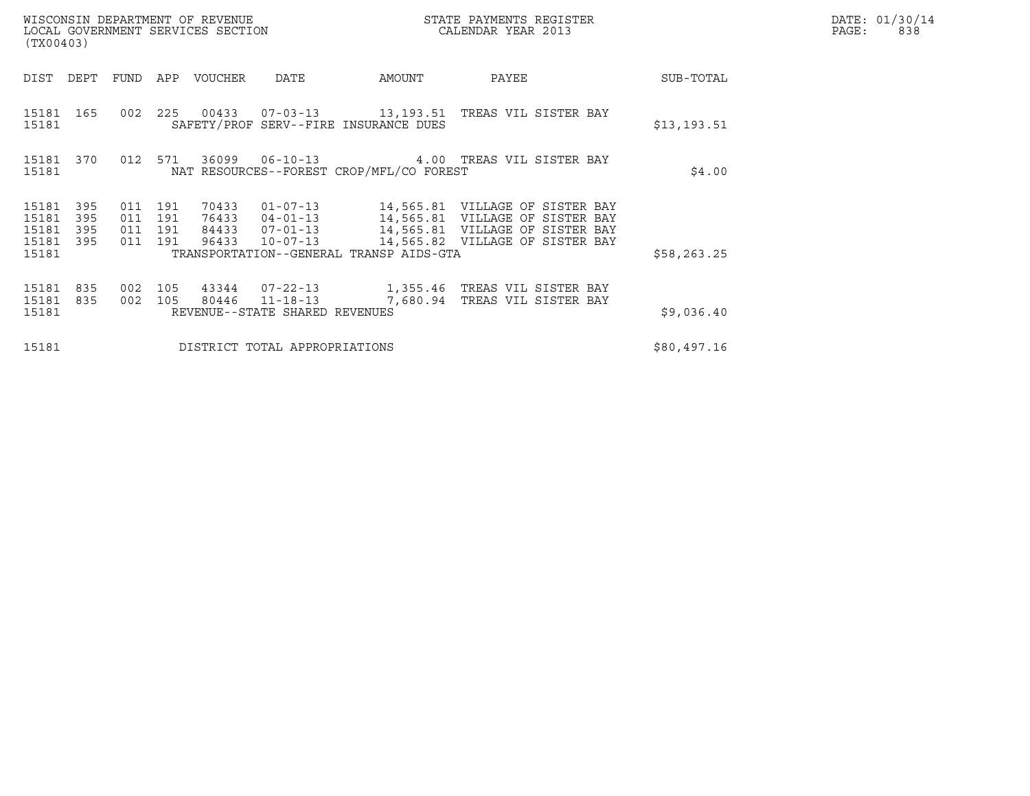WISCONSIN DEPARTMENT OF REVENUE
LOCAL GOVERNMENT SERVICES SECTION
(TX00403)

STATE PAYMENTS REGISTER
CALENDAR YEAR 2013

DATE: 01/30/14
PAGE: 838

| DIST | DEPT | FUND | APP | VOUCHER | DATE | AMOUNT | PAYEE | SUB-TOTAL |
|---|---|---|---|---|---|---|---|---|
| 15181 | 165 | 002 | 225 | 00433 | 07-03-13 | 13,193.51 | TREAS VIL SISTER BAY | |
| 15181 | | | | SAFETY/PROF SERV--FIRE INSURANCE DUES | | | | $13,193.51 |
| 15181 | 370 | 012 | 571 | 36099 | 06-10-13 | 4.00 | TREAS VIL SISTER BAY | |
| 15181 | | | | NAT RESOURCES--FOREST CROP/MFL/CO FOREST | | | | $4.00 |
| 15181 | 395 | 011 | 191 | 70433 | 01-07-13 | 14,565.81 | VILLAGE OF SISTER BAY | |
| 15181 | 395 | 011 | 191 | 76433 | 04-01-13 | 14,565.81 | VILLAGE OF SISTER BAY | |
| 15181 | 395 | 011 | 191 | 84433 | 07-01-13 | 14,565.81 | VILLAGE OF SISTER BAY | |
| 15181 | 395 | 011 | 191 | 96433 | 10-07-13 | 14,565.82 | VILLAGE OF SISTER BAY | |
| 15181 | | | | TRANSPORTATION--GENERAL TRANSP AIDS-GTA | | | | $58,263.25 |
| 15181 | 835 | 002 | 105 | 43344 | 07-22-13 | 1,355.46 | TREAS VIL SISTER BAY | |
| 15181 | 835 | 002 | 105 | 80446 | 11-18-13 | 7,680.94 | TREAS VIL SISTER BAY | |
| 15181 | | | | REVENUE--STATE SHARED REVENUES | | | | $9,036.40 |
| 15181 | | | | DISTRICT TOTAL APPROPRIATIONS | | | | $80,497.16 |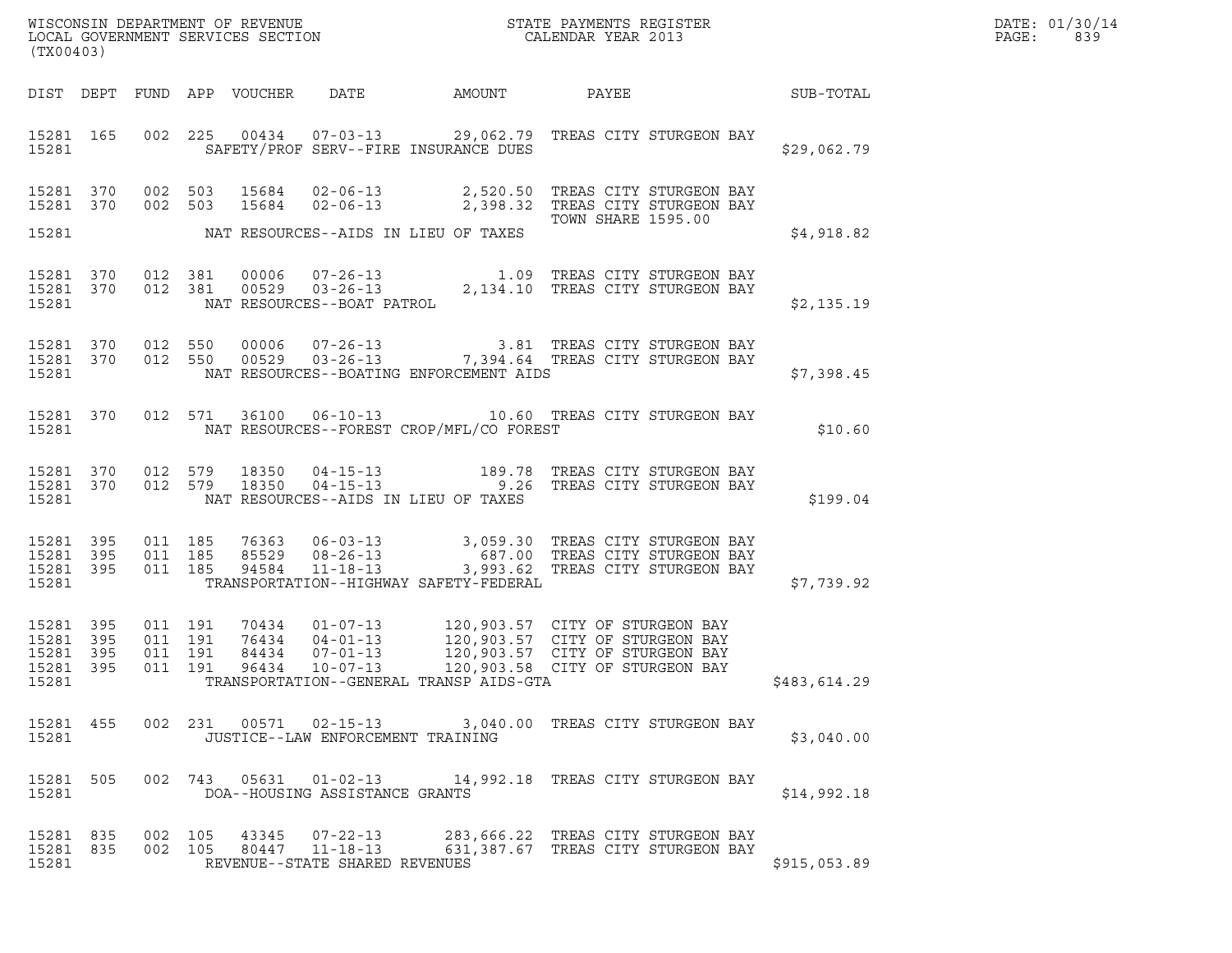WISCONSIN DEPARTMENT OF REVENUE
LOCAL GOVERNMENT SERVICES SECTION
(TX00403)

STATE PAYMENTS REGISTER
CALENDAR YEAR 2013

DATE: 01/30/14
PAGE: 839

| DIST | DEPT | FUND | APP | VOUCHER | DATE | AMOUNT | PAYEE | SUB-TOTAL |
|---|---|---|---|---|---|---|---|---|
| 15281 | 165 | 002 | 225 | 00434 | 07-03-13 | 29,062.79 | TREAS CITY STURGEON BAY | |
| 15281 | | | | | SAFETY/PROF SERV--FIRE INSURANCE DUES | | | $29,062.79 |
| 15281 | 370 | 002 | 503 | 15684 | 02-06-13 | 2,520.50 | TREAS CITY STURGEON BAY | |
| 15281 | 370 | 002 | 503 | 15684 | 02-06-13 | 2,398.32 | TREAS CITY STURGEON BAY TOWN SHARE 1595.00 | |
| 15281 | | | | | NAT RESOURCES--AIDS IN LIEU OF TAXES | | | $4,918.82 |
| 15281 | 370 | 012 | 381 | 00006 | 07-26-13 | 1.09 | TREAS CITY STURGEON BAY | |
| 15281 | 370 | 012 | 381 | 00529 | 03-26-13 | 2,134.10 | TREAS CITY STURGEON BAY | |
| 15281 | | | | | NAT RESOURCES--BOAT PATROL | | | $2,135.19 |
| 15281 | 370 | 012 | 550 | 00006 | 07-26-13 | 3.81 | TREAS CITY STURGEON BAY | |
| 15281 | 370 | 012 | 550 | 00529 | 03-26-13 | 7,394.64 | TREAS CITY STURGEON BAY | |
| 15281 | | | | | NAT RESOURCES--BOATING ENFORCEMENT AIDS | | | $7,398.45 |
| 15281 | 370 | 012 | 571 | 36100 | 06-10-13 | 10.60 | TREAS CITY STURGEON BAY | |
| 15281 | | | | | NAT RESOURCES--FOREST CROP/MFL/CO FOREST | | | $10.60 |
| 15281 | 370 | 012 | 579 | 18350 | 04-15-13 | 189.78 | TREAS CITY STURGEON BAY | |
| 15281 | 370 | 012 | 579 | 18350 | 04-15-13 | 9.26 | TREAS CITY STURGEON BAY | |
| 15281 | | | | | NAT RESOURCES--AIDS IN LIEU OF TAXES | | | $199.04 |
| 15281 | 395 | 011 | 185 | 76363 | 06-03-13 | 3,059.30 | TREAS CITY STURGEON BAY | |
| 15281 | 395 | 011 | 185 | 85529 | 08-26-13 | 687.00 | TREAS CITY STURGEON BAY | |
| 15281 | 395 | 011 | 185 | 94584 | 11-18-13 | 3,993.62 | TREAS CITY STURGEON BAY | |
| 15281 | | | | | TRANSPORTATION--HIGHWAY SAFETY-FEDERAL | | | $7,739.92 |
| 15281 | 395 | 011 | 191 | 70434 | 01-07-13 | 120,903.57 | CITY OF STURGEON BAY | |
| 15281 | 395 | 011 | 191 | 76434 | 04-01-13 | 120,903.57 | CITY OF STURGEON BAY | |
| 15281 | 395 | 011 | 191 | 84434 | 07-01-13 | 120,903.57 | CITY OF STURGEON BAY | |
| 15281 | 395 | 011 | 191 | 96434 | 10-07-13 | 120,903.58 | CITY OF STURGEON BAY | |
| 15281 | | | | | TRANSPORTATION--GENERAL TRANSP AIDS-GTA | | | $483,614.29 |
| 15281 | 455 | 002 | 231 | 00571 | 02-15-13 | 3,040.00 | TREAS CITY STURGEON BAY | |
| 15281 | | | | | JUSTICE--LAW ENFORCEMENT TRAINING | | | $3,040.00 |
| 15281 | 505 | 002 | 743 | 05631 | 01-02-13 | 14,992.18 | TREAS CITY STURGEON BAY | |
| 15281 | | | | | DOA--HOUSING ASSISTANCE GRANTS | | | $14,992.18 |
| 15281 | 835 | 002 | 105 | 43345 | 07-22-13 | 283,666.22 | TREAS CITY STURGEON BAY | |
| 15281 | 835 | 002 | 105 | 80447 | 11-18-13 | 631,387.67 | TREAS CITY STURGEON BAY | |
| 15281 | | | | | REVENUE--STATE SHARED REVENUES | | | $915,053.89 |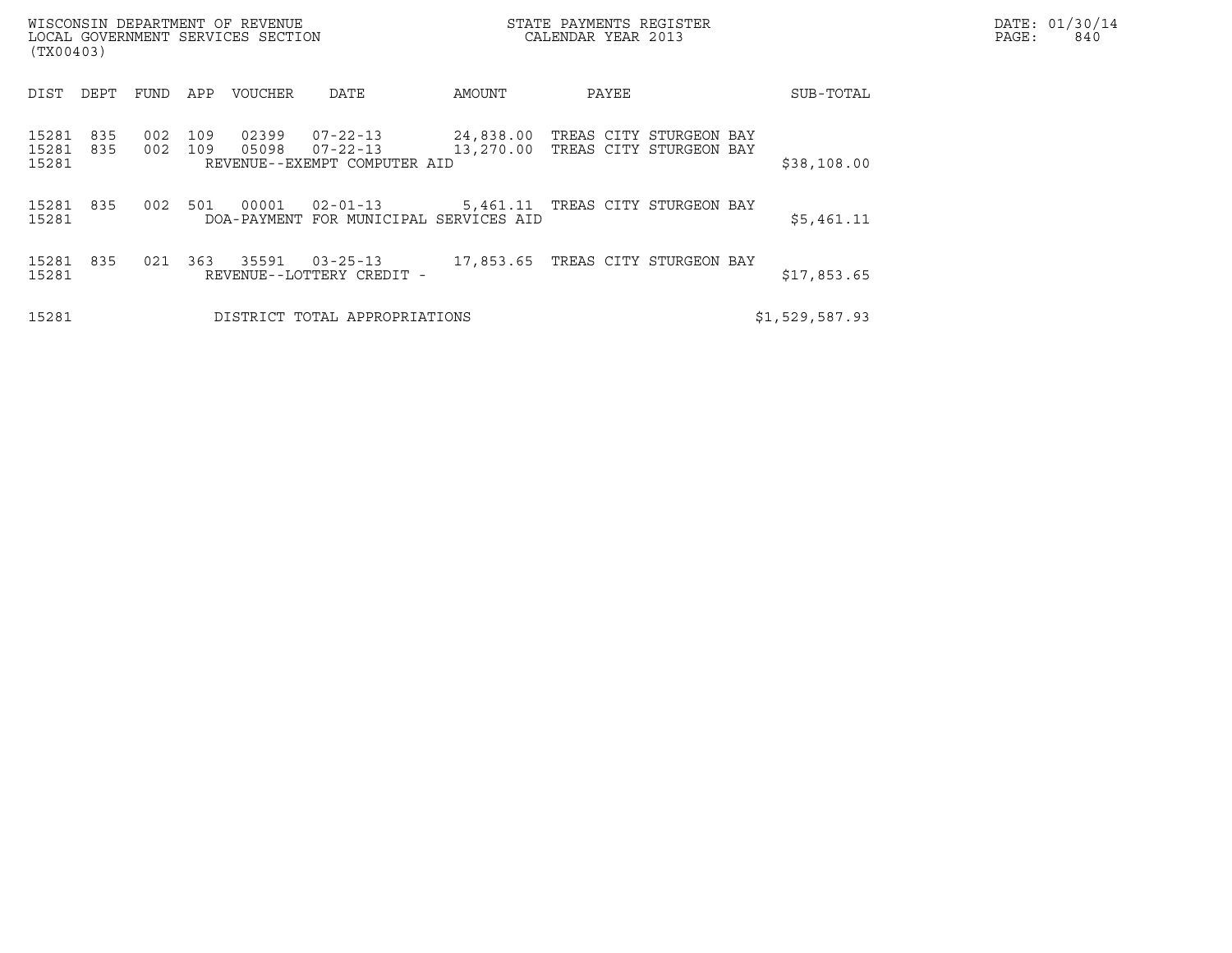WISCONSIN DEPARTMENT OF REVENUE
LOCAL GOVERNMENT SERVICES SECTION
(TX00403)

STATE PAYMENTS REGISTER
CALENDAR YEAR 2013

DATE: 01/30/14

| DIST | DEPT | FUND | APP | VOUCHER | DATE | AMOUNT | PAYEE | SUB-TOTAL |
|---|---|---|---|---|---|---|---|---|
| 15281 | 835 | 002 | 109 | 02399 | 07-22-13 | 24,838.00 | TREAS CITY STURGEON BAY | |
| 15281 | 835 | 002 | 109 | 05098 | 07-22-13 | 13,270.00 | TREAS CITY STURGEON BAY | |
| 15281 | | | | REVENUE--EXEMPT COMPUTER AID | | | | $38,108.00 |
| 15281 | 835 | 002 | 501 | 00001 | 02-01-13 | 5,461.11 | TREAS CITY STURGEON BAY | |
| 15281 | | | | DOA-PAYMENT FOR MUNICIPAL SERVICES AID | | | | $5,461.11 |
| 15281 | 835 | 021 | 363 | 35591 | 03-25-13 | 17,853.65 | TREAS CITY STURGEON BAY | |
| 15281 | | | | REVENUE--LOTTERY CREDIT - | | | | $17,853.65 |
| 15281 | | | | DISTRICT TOTAL APPROPRIATIONS | | | | $1,529,587.93 |